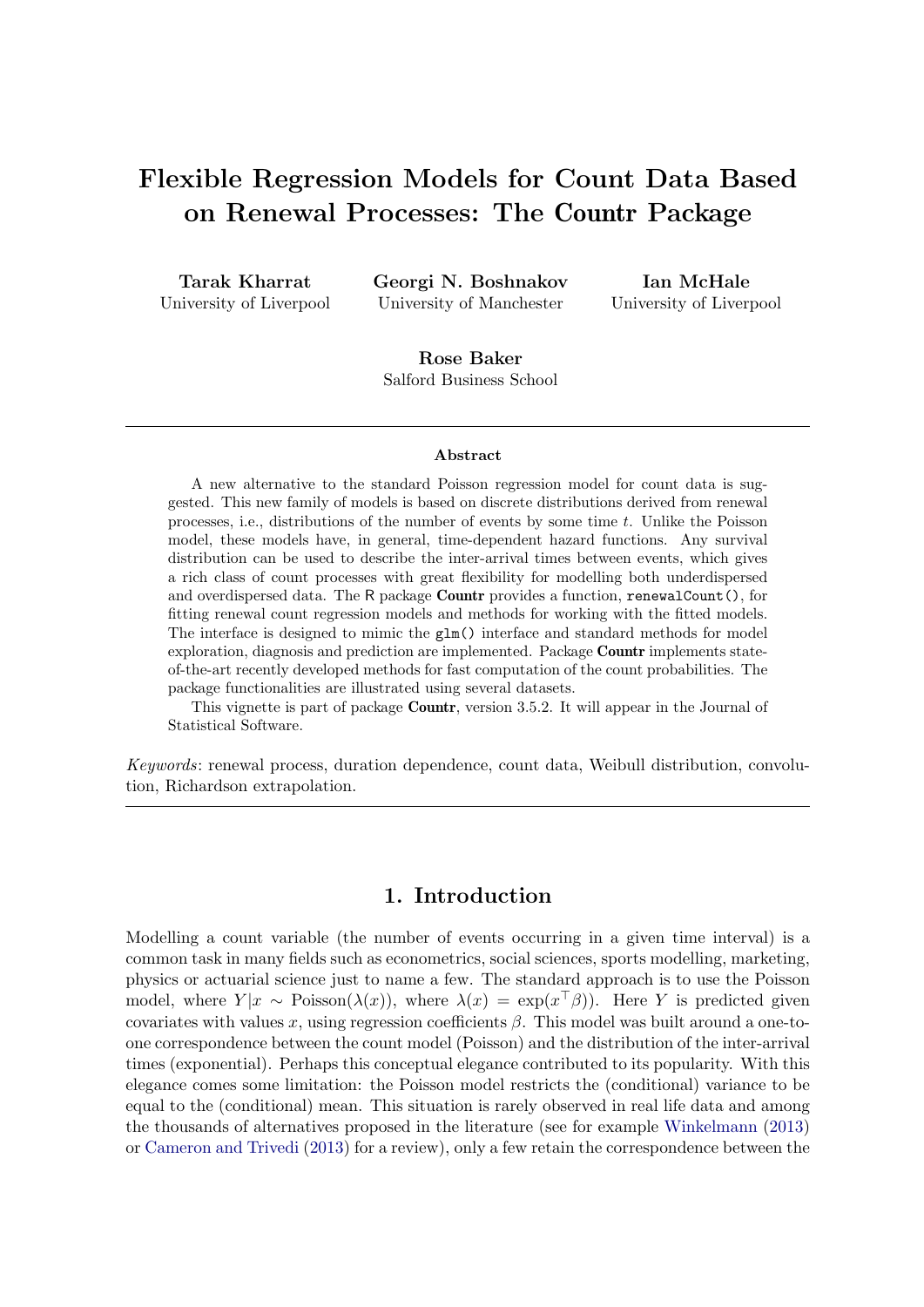# Flexible Regression Models for Count Data Based on Renewal Processes: The Countr Package

**Tarak Kharrat**
University of Liverpool

**Georgi N. Boshnakov**
University of Manchester

**Ian McHale**
University of Liverpool

**Rose Baker**
Salford Business School

### Abstract

A new alternative to the standard Poisson regression model for count data is suggested. This new family of models is based on discrete distributions derived from renewal processes, i.e., distributions of the number of events by some time $t$. Unlike the Poisson model, these models have, in general, time-dependent hazard functions. Any survival distribution can be used to describe the inter-arrival times between events, which gives a rich class of count processes with great flexibility for modelling both underdispersed and overdispersed data. The R package **Countr** provides a function, `renewalCount()`, for fitting renewal count regression models and methods for working with the fitted models. The interface is designed to mimic the `glm()` interface and standard methods for model exploration, diagnosis and prediction are implemented. Package **Countr** implements state-of-the-art recently developed methods for fast computation of the count probabilities. The package functionalities are illustrated using several datasets.

This vignette is part of package **Countr**, version 3.5.2. It will appear in the Journal of Statistical Software.

*Keywords*: renewal process, duration dependence, count data, Weibull distribution, convolution, Richardson extrapolation.

## 1. Introduction

Modelling a count variable (the number of events occurring in a given time interval) is a common task in many fields such as econometrics, social sciences, sports modelling, marketing, physics or actuarial science just to name a few. The standard approach is to use the Poisson model, where $Y|x \sim \text{Poisson}(\lambda(x))$, where $\lambda(x) = \exp(x^\top \beta))$. Here $Y$ is predicted given covariates with values $x$, using regression coefficients $\beta$. This model was built around a one-to-one correspondence between the count model (Poisson) and the distribution of the inter-arrival times (exponential). Perhaps this conceptual elegance contributed to its popularity. With this elegance comes some limitation: the Poisson model restricts the (conditional) variance to be equal to the (conditional) mean. This situation is rarely observed in real life data and among the thousands of alternatives proposed in the literature (see for example Winkelmann (2013) or Cameron and Trivedi (2013) for a review), only a few retain the correspondence between the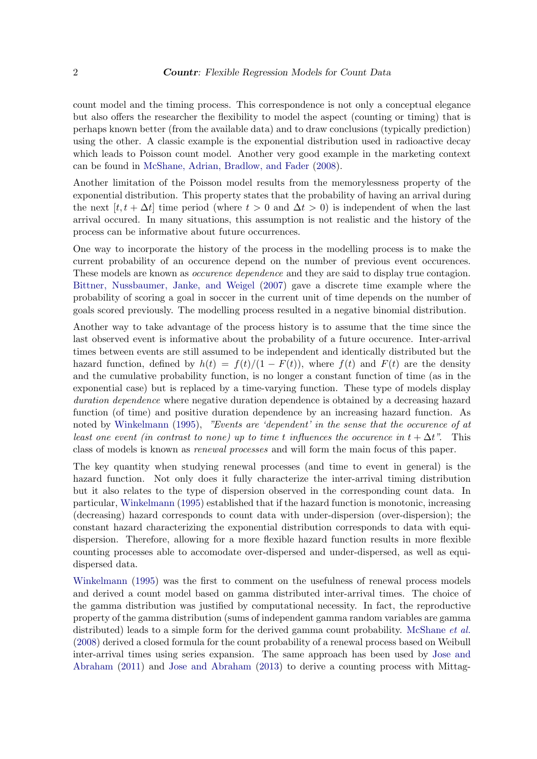count model and the timing process. This correspondence is not only a conceptual elegance but also offers the researcher the flexibility to model the aspect (counting or timing) that is perhaps known better (from the available data) and to draw conclusions (typically prediction) using the other. A classic example is the exponential distribution used in radioactive decay which leads to Poisson count model. Another very good example in the marketing context can be found in McShane, Adrian, Bradlow, and Fader (2008).

Another limitation of the Poisson model results from the memorylessness property of the exponential distribution. This property states that the probability of having an arrival during the next $[t, t + \Delta t]$ time period (where $t > 0$ and $\Delta t > 0$) is independent of when the last arrival occured. In many situations, this assumption is not realistic and the history of the process can be informative about future occurrences.

One way to incorporate the history of the process in the modelling process is to make the current probability of an occurence depend on the number of previous event occurences. These models are known as *occurence dependence* and they are said to display true contagion. Bittner, Nussbaumer, Janke, and Weigel (2007) gave a discrete time example where the probability of scoring a goal in soccer in the current unit of time depends on the number of goals scored previously. The modelling process resulted in a negative binomial distribution.

Another way to take advantage of the process history is to assume that the time since the last observed event is informative about the probability of a future occurence. Inter-arrival times between events are still assumed to be independent and identically distributed but the hazard function, defined by $h(t) = f(t)/(1 - F(t))$, where $f(t)$ and $F(t)$ are the density and the cumulative probability function, is no longer a constant function of time (as in the exponential case) but is replaced by a time-varying function. These type of models display *duration dependence* where negative duration dependence is obtained by a decreasing hazard function (of time) and positive duration dependence by an increasing hazard function. As noted by Winkelmann (1995), *"Events are 'dependent' in the sense that the occurence of at least one event (in contrast to none) up to time t influences the occurence in $t + \Delta t$"*. This class of models is known as *renewal processes* and will form the main focus of this paper.

The key quantity when studying renewal processes (and time to event in general) is the hazard function. Not only does it fully characterize the inter-arrival timing distribution but it also relates to the type of dispersion observed in the corresponding count data. In particular, Winkelmann (1995) established that if the hazard function is monotonic, increasing (decreasing) hazard corresponds to count data with under-dispersion (over-dispersion); the constant hazard characterizing the exponential distribution corresponds to data with equi-dispersion. Therefore, allowing for a more flexible hazard function results in more flexible counting processes able to accomodate over-dispersed and under-dispersed, as well as equi-dispersed data.

Winkelmann (1995) was the first to comment on the usefulness of renewal process models and derived a count model based on gamma distributed inter-arrival times. The choice of the gamma distribution was justified by computational necessity. In fact, the reproductive property of the gamma distribution (sums of independent gamma random variables are gamma distributed) leads to a simple form for the derived gamma count probability. McShane *et al.* (2008) derived a closed formula for the count probability of a renewal process based on Weibull inter-arrival times using series expansion. The same approach has been used by Jose and Abraham (2011) and Jose and Abraham (2013) to derive a counting process with Mittag-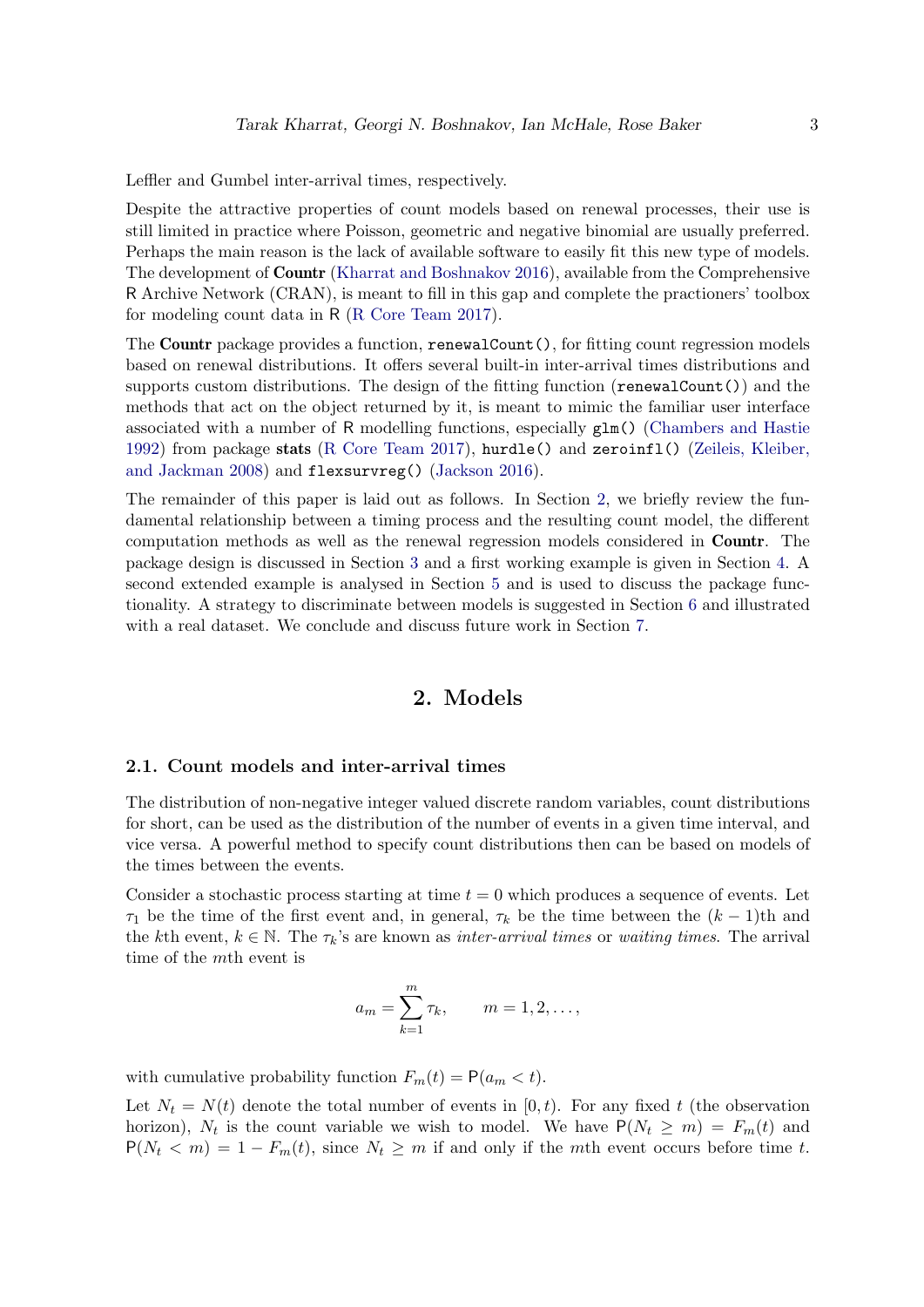Leffler and Gumbel inter-arrival times, respectively.

Despite the attractive properties of count models based on renewal processes, their use is still limited in practice where Poisson, geometric and negative binomial are usually preferred. Perhaps the main reason is the lack of available software to easily fit this new type of models. The development of **Countr** (Kharrat and Boshnakov 2016), available from the Comprehensive R Archive Network (CRAN), is meant to fill in this gap and complete the practioners' toolbox for modeling count data in R (R Core Team 2017).

The **Countr** package provides a function, `renewalCount()`, for fitting count regression models based on renewal distributions. It offers several built-in inter-arrival times distributions and supports custom distributions. The design of the fitting function (`renewalCount()`) and the methods that act on the object returned by it, is meant to mimic the familiar user interface associated with a number of R modelling functions, especially `glm()` (Chambers and Hastie 1992) from package **stats** (R Core Team 2017), `hurdle()` and `zeroinfl()` (Zeileis, Kleiber, and Jackman 2008) and `flexsurvreg()` (Jackson 2016).

The remainder of this paper is laid out as follows. In Section 2, we briefly review the fundamental relationship between a timing process and the resulting count model, the different computation methods as well as the renewal regression models considered in **Countr**. The package design is discussed in Section 3 and a first working example is given in Section 4. A second extended example is analysed in Section 5 and is used to discuss the package functionality. A strategy to discriminate between models is suggested in Section 6 and illustrated with a real dataset. We conclude and discuss future work in Section 7.

## 2. Models

### 2.1. Count models and inter-arrival times

The distribution of non-negative integer valued discrete random variables, count distributions for short, can be used as the distribution of the number of events in a given time interval, and vice versa. A powerful method to specify count distributions then can be based on models of the times between the events.

Consider a stochastic process starting at time $t = 0$ which produces a sequence of events. Let $\tau_1$ be the time of the first event and, in general, $\tau_k$ be the time between the $(k-1)$th and the $k$th event, $k \in \mathbb{N}$. The $\tau_k$'s are known as *inter-arrival times* or *waiting times*. The arrival time of the $m$th event is

$$a_m = \sum_{k=1}^{m} \tau_k, \qquad m = 1, 2, \ldots,$$

with cumulative probability function $F_m(t) = \mathsf{P}(a_m < t)$.

Let $N_t = N(t)$ denote the total number of events in $[0, t)$. For any fixed $t$ (the observation horizon), $N_t$ is the count variable we wish to model. We have $\mathsf{P}(N_t \geq m) = F_m(t)$ and $\mathsf{P}(N_t < m) = 1 - F_m(t)$, since $N_t \geq m$ if and only if the $m$th event occurs before time $t$.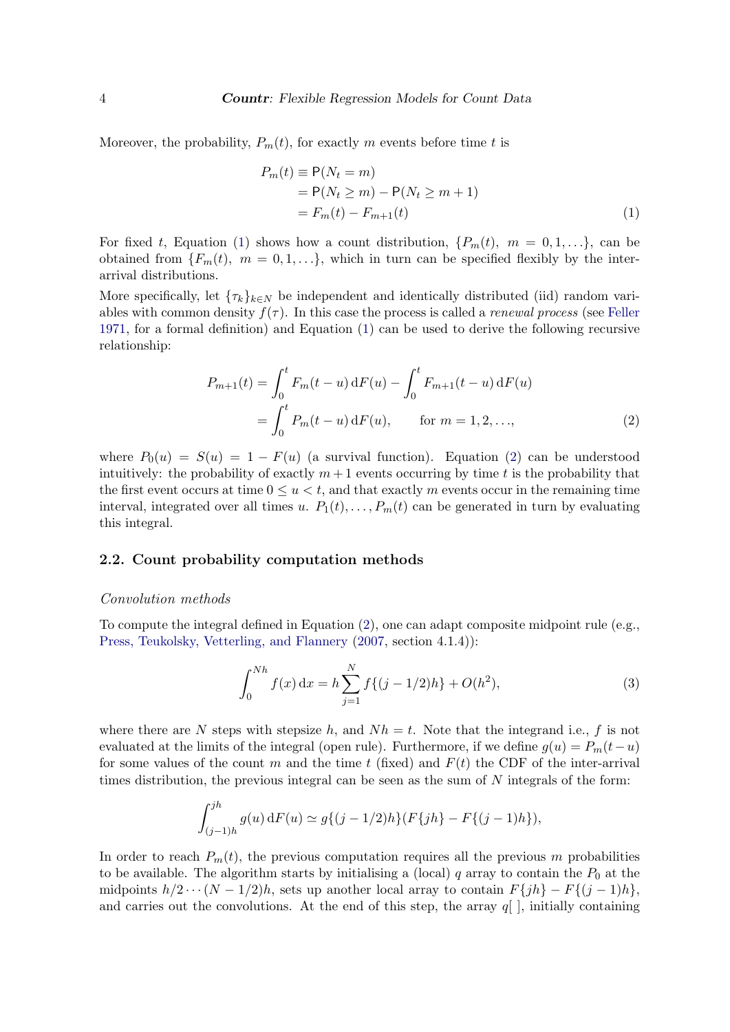Moreover, the probability, $P_m(t)$, for exactly $m$ events before time $t$ is

$$
\begin{aligned}
P_m(t) &\equiv \mathsf{P}(N_t = m) \\
&= \mathsf{P}(N_t \geq m) - \mathsf{P}(N_t \geq m+1) \\
&= F_m(t) - F_{m+1}(t)
\end{aligned}
\tag{1}
$$

For fixed $t$, Equation (1) shows how a count distribution, $\{P_m(t),\ m = 0, 1, \ldots\}$, can be obtained from $\{F_m(t),\ m = 0, 1, \ldots\}$, which in turn can be specified flexibly by the inter-arrival distributions.

More specifically, let $\{\tau_k\}_{k \in N}$ be independent and identically distributed (iid) random variables with common density $f(\tau)$. In this case the process is called a *renewal process* (see Feller 1971, for a formal definition) and Equation (1) can be used to derive the following recursive relationship:

$$
\begin{aligned}
P_{m+1}(t) &= \int_0^t F_m(t-u)\,\mathrm{d}F(u) - \int_0^t F_{m+1}(t-u)\,\mathrm{d}F(u) \\
&= \int_0^t P_m(t-u)\,\mathrm{d}F(u), \qquad \text{for } m = 1, 2, \ldots,
\end{aligned}
\tag{2}
$$

where $P_0(u) = S(u) = 1 - F(u)$ (a survival function). Equation (2) can be understood intuitively: the probability of exactly $m+1$ events occurring by time $t$ is the probability that the first event occurs at time $0 \leq u < t$, and that exactly $m$ events occur in the remaining time interval, integrated over all times $u$. $P_1(t), \ldots, P_m(t)$ can be generated in turn by evaluating this integral.

## 2.2. Count probability computation methods

*Convolution methods*

To compute the integral defined in Equation (2), one can adapt composite midpoint rule (e.g., Press, Teukolsky, Vetterling, and Flannery (2007, section 4.1.4)):

$$
\int_0^{Nh} f(x)\,\mathrm{d}x = h \sum_{j=1}^{N} f\{(j - 1/2)h\} + O(h^2),
\tag{3}
$$

where there are $N$ steps with stepsize $h$, and $Nh = t$. Note that the integrand i.e., $f$ is not evaluated at the limits of the integral (open rule). Furthermore, if we define $g(u) = P_m(t-u)$ for some values of the count $m$ and the time $t$ (fixed) and $F(t)$ the CDF of the inter-arrival times distribution, the previous integral can be seen as the sum of $N$ integrals of the form:

$$
\int_{(j-1)h}^{jh} g(u)\,\mathrm{d}F(u) \simeq g\{(j-1/2)h\}(F\{jh\} - F\{(j-1)h\}),
$$

In order to reach $P_m(t)$, the previous computation requires all the previous $m$ probabilities to be available. The algorithm starts by initialising a (local) $q$ array to contain the $P_0$ at the midpoints $h/2 \cdots (N - 1/2)h$, sets up another local array to contain $F\{jh\} - F\{(j-1)h\}$, and carries out the convolutions. At the end of this step, the array $q[\,]$, initially containing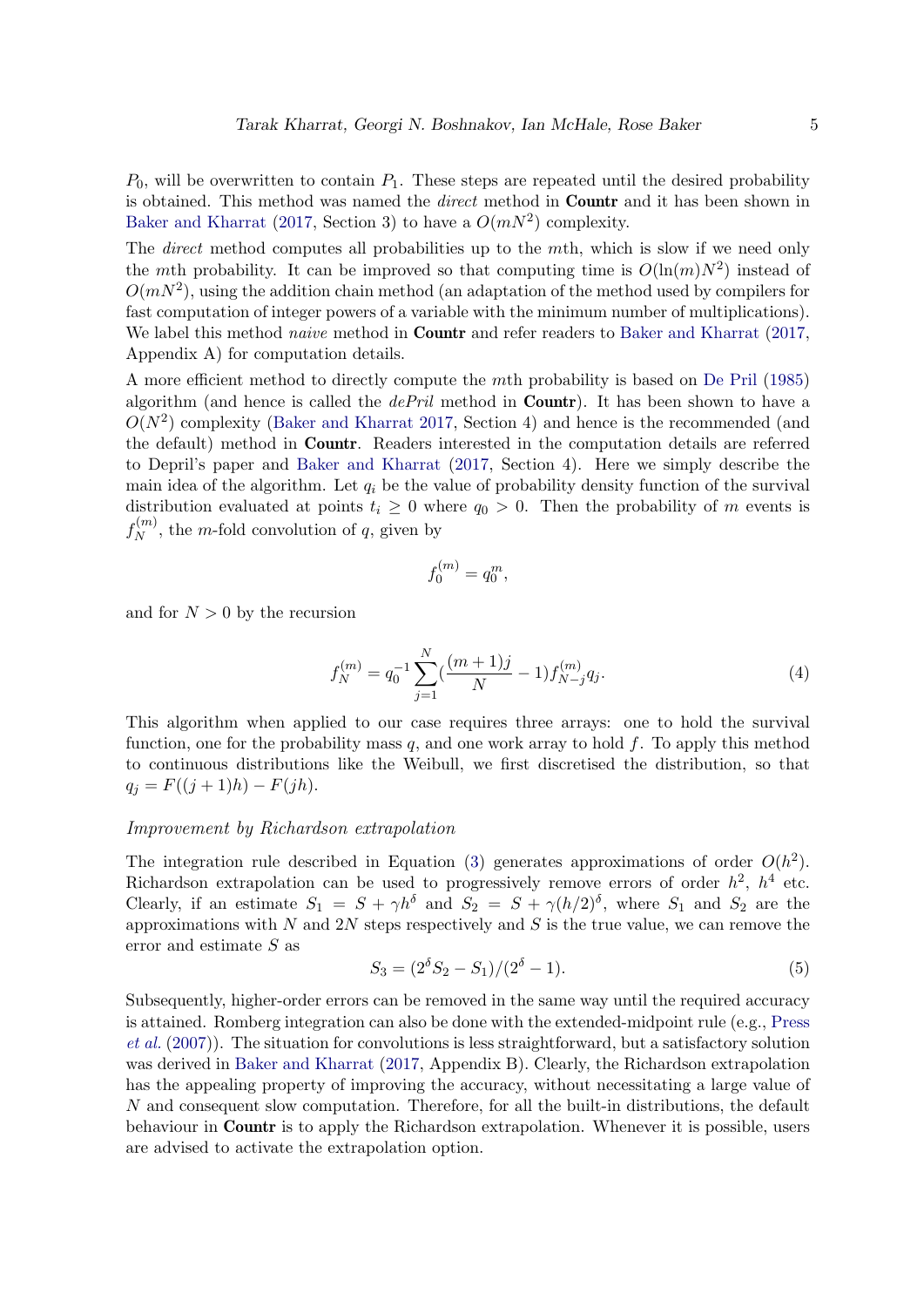$P_0$, will be overwritten to contain $P_1$. These steps are repeated until the desired probability is obtained. This method was named the *direct* method in **Countr** and it has been shown in Baker and Kharrat (2017, Section 3) to have a $O(mN^2)$ complexity.

The *direct* method computes all probabilities up to the $m$th, which is slow if we need only the $m$th probability. It can be improved so that computing time is $O(\ln(m)N^2)$ instead of $O(mN^2)$, using the addition chain method (an adaptation of the method used by compilers for fast computation of integer powers of a variable with the minimum number of multiplications). We label this method *naive* method in **Countr** and refer readers to Baker and Kharrat (2017, Appendix A) for computation details.

A more efficient method to directly compute the $m$th probability is based on De Pril (1985) algorithm (and hence is called the *dePril* method in **Countr**). It has been shown to have a $O(N^2)$ complexity (Baker and Kharrat 2017, Section 4) and hence is the recommended (and the default) method in **Countr**. Readers interested in the computation details are referred to Depril's paper and Baker and Kharrat (2017, Section 4). Here we simply describe the main idea of the algorithm. Let $q_i$ be the value of probability density function of the survival distribution evaluated at points $t_i \geq 0$ where $q_0 > 0$. Then the probability of $m$ events is $f_N^{(m)}$, the $m$-fold convolution of $q$, given by

$$f_0^{(m)} = q_0^m,$$

and for $N > 0$ by the recursion

$$f_N^{(m)} = q_0^{-1} \sum_{j=1}^{N} (\frac{(m+1)j}{N} - 1) f_{N-j}^{(m)} q_j. \tag{4}$$

This algorithm when applied to our case requires three arrays: one to hold the survival function, one for the probability mass $q$, and one work array to hold $f$. To apply this method to continuous distributions like the Weibull, we first discretised the distribution, so that $q_j = F((j+1)h) - F(jh)$.

*Improvement by Richardson extrapolation*

The integration rule described in Equation (3) generates approximations of order $O(h^2)$. Richardson extrapolation can be used to progressively remove errors of order $h^2$, $h^4$ etc. Clearly, if an estimate $S_1 = S + \gamma h^\delta$ and $S_2 = S + \gamma (h/2)^\delta$, where $S_1$ and $S_2$ are the approximations with $N$ and $2N$ steps respectively and $S$ is the true value, we can remove the error and estimate $S$ as

$$S_3 = (2^\delta S_2 - S_1)/(2^\delta - 1). \tag{5}$$

Subsequently, higher-order errors can be removed in the same way until the required accuracy is attained. Romberg integration can also be done with the extended-midpoint rule (e.g., Press *et al.* (2007)). The situation for convolutions is less straightforward, but a satisfactory solution was derived in Baker and Kharrat (2017, Appendix B). Clearly, the Richardson extrapolation has the appealing property of improving the accuracy, without necessitating a large value of $N$ and consequent slow computation. Therefore, for all the built-in distributions, the default behaviour in **Countr** is to apply the Richardson extrapolation. Whenever it is possible, users are advised to activate the extrapolation option.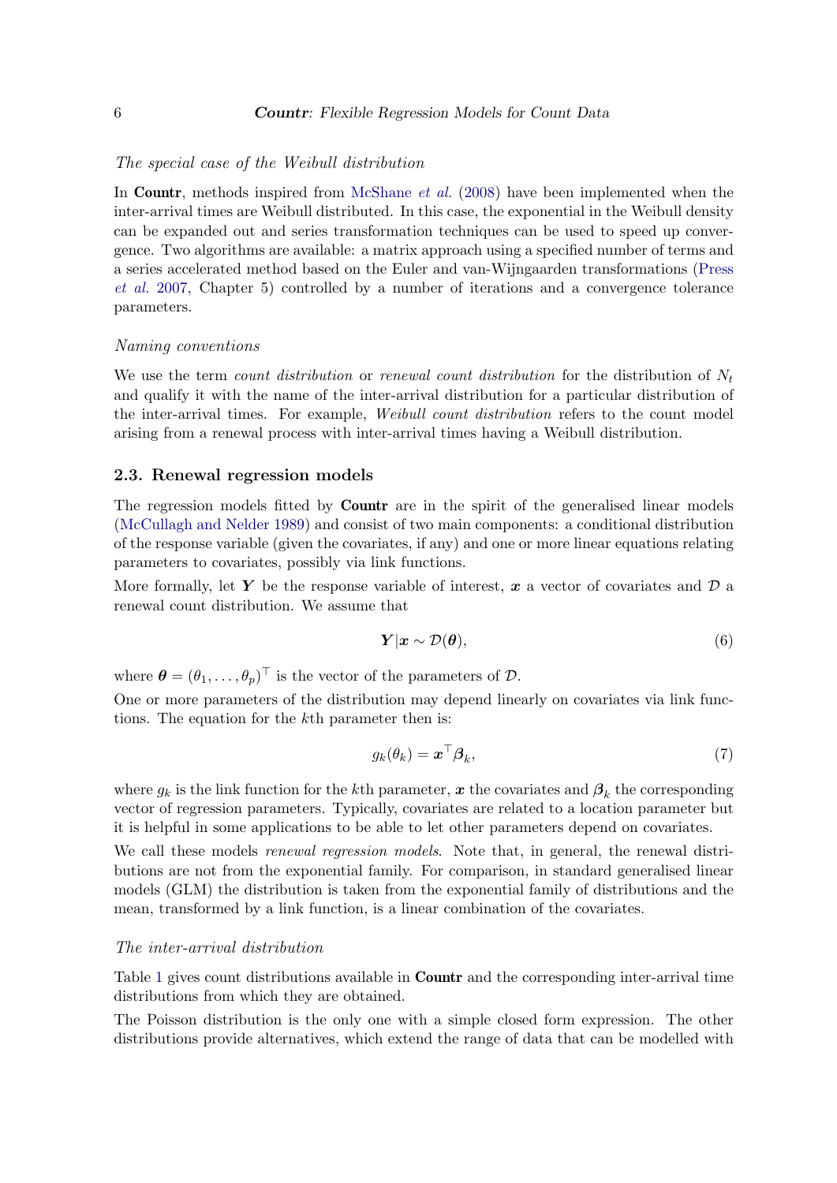*The special case of the Weibull distribution*

In **Countr**, methods inspired from McShane *et al.* (2008) have been implemented when the inter-arrival times are Weibull distributed. In this case, the exponential in the Weibull density can be expanded out and series transformation techniques can be used to speed up convergence. Two algorithms are available: a matrix approach using a specified number of terms and a series accelerated method based on the Euler and van-Wijngaarden transformations (Press *et al.* 2007, Chapter 5) controlled by a number of iterations and a convergence tolerance parameters.

*Naming conventions*

We use the term *count distribution* or *renewal count distribution* for the distribution of $N_t$ and qualify it with the name of the inter-arrival distribution for a particular distribution of the inter-arrival times. For example, *Weibull count distribution* refers to the count model arising from a renewal process with inter-arrival times having a Weibull distribution.

## 2.3. Renewal regression models

The regression models fitted by **Countr** are in the spirit of the generalised linear models (McCullagh and Nelder 1989) and consist of two main components: a conditional distribution of the response variable (given the covariates, if any) and one or more linear equations relating parameters to covariates, possibly via link functions.

More formally, let $\boldsymbol{Y}$ be the response variable of interest, $\boldsymbol{x}$ a vector of covariates and $\mathcal{D}$ a renewal count distribution. We assume that

$$\boldsymbol{Y}|\boldsymbol{x} \sim \mathcal{D}(\boldsymbol{\theta}), \tag{6}$$

where $\boldsymbol{\theta} = (\theta_1, \ldots, \theta_p)^\top$ is the vector of the parameters of $\mathcal{D}$.

One or more parameters of the distribution may depend linearly on covariates via link functions. The equation for the $k$th parameter then is:

$$g_k(\theta_k) = \boldsymbol{x}^\top \boldsymbol{\beta}_k, \tag{7}$$

where $g_k$ is the link function for the $k$th parameter, $\boldsymbol{x}$ the covariates and $\boldsymbol{\beta}_k$ the corresponding vector of regression parameters. Typically, covariates are related to a location parameter but it is helpful in some applications to be able to let other parameters depend on covariates.

We call these models *renewal regression models*. Note that, in general, the renewal distributions are not from the exponential family. For comparison, in standard generalised linear models (GLM) the distribution is taken from the exponential family of distributions and the mean, transformed by a link function, is a linear combination of the covariates.

*The inter-arrival distribution*

Table 1 gives count distributions available in **Countr** and the corresponding inter-arrival time distributions from which they are obtained.

The Poisson distribution is the only one with a simple closed form expression. The other distributions provide alternatives, which extend the range of data that can be modelled with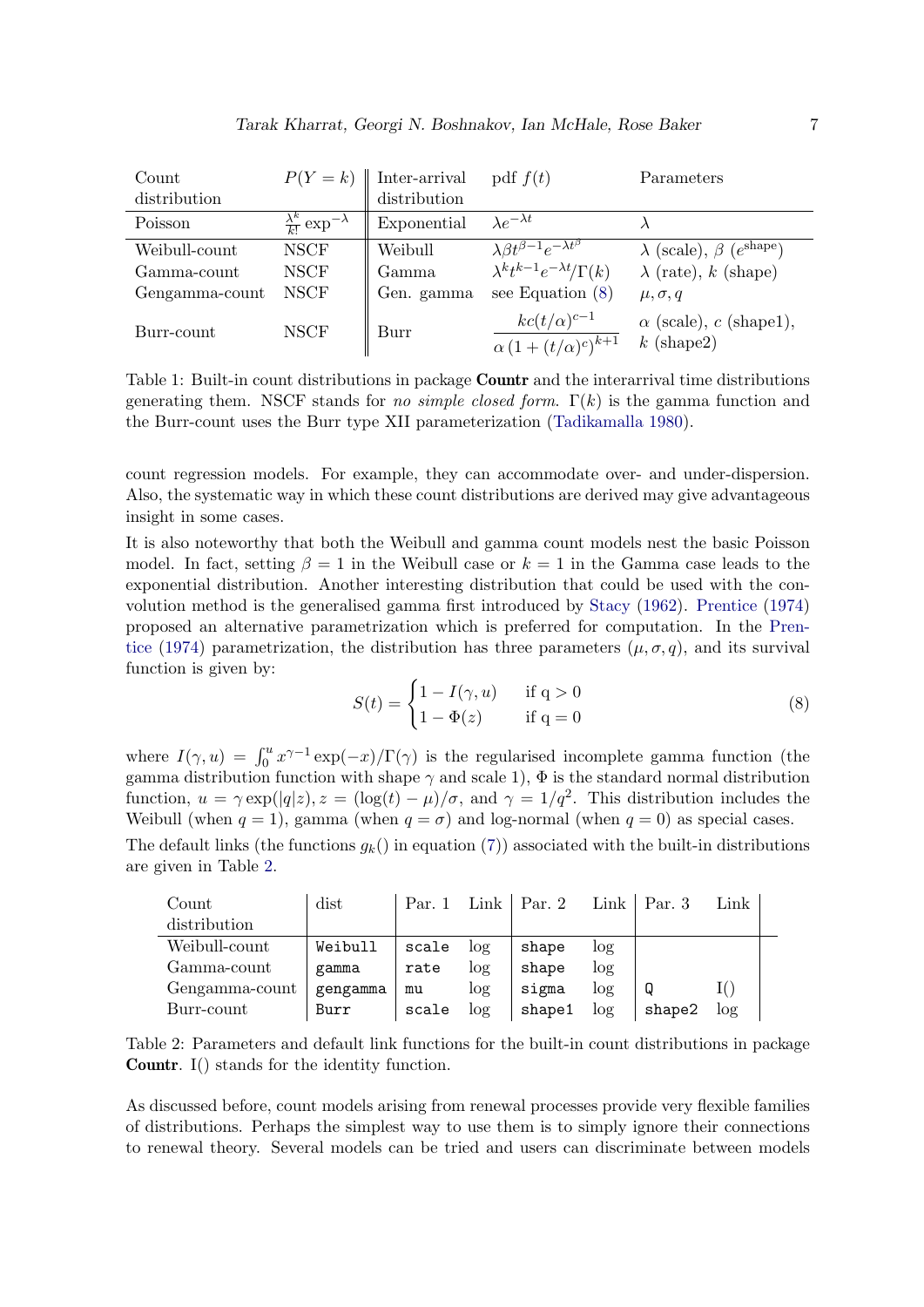| Count distribution | $P(Y = k)$ | Inter-arrival distribution | pdf $f(t)$ | Parameters |
|---|---|---|---|---|
| Poisson | $\frac{\lambda^k}{k!} \exp^{-\lambda}$ | Exponential | $\lambda e^{-\lambda t}$ | $\lambda$ |
| Weibull-count | NSCF | Weibull | $\lambda \beta t^{\beta-1} e^{-\lambda t^\beta}$ | $\lambda$ (scale), $\beta$ ($e^{\text{shape}}$) |
| Gamma-count | NSCF | Gamma | $\lambda^k t^{k-1} e^{-\lambda t} / \Gamma(k)$ | $\lambda$ (rate), $k$ (shape) |
| Gengamma-count | NSCF | Gen. gamma | see Equation (8) | $\mu, \sigma, q$ |
| Burr-count | NSCF | Burr | $\dfrac{kc(t/\alpha)^{c-1}}{\alpha\left(1 + (t/\alpha)^c\right)^{k+1}}$ | $\alpha$ (scale), $c$ (shape1), $k$ (shape2) |

Table 1: Built-in count distributions in package **Countr** and the interarrival time distributions generating them. NSCF stands for *no simple closed form*. $\Gamma(k)$ is the gamma function and the Burr-count uses the Burr type XII parameterization (Tadikamalla 1980).

count regression models. For example, they can accommodate over- and under-dispersion. Also, the systematic way in which these count distributions are derived may give advantageous insight in some cases.

It is also noteworthy that both the Weibull and gamma count models nest the basic Poisson model. In fact, setting $\beta = 1$ in the Weibull case or $k = 1$ in the Gamma case leads to the exponential distribution. Another interesting distribution that could be used with the convolution method is the generalised gamma first introduced by Stacy (1962). Prentice (1974) proposed an alternative parametrization which is preferred for computation. In the Prentice (1974) parametrization, the distribution has three parameters $(\mu, \sigma, q)$, and its survival function is given by:

$$S(t) = \begin{cases} 1 - I(\gamma, u) & \text{if q} > 0 \\ 1 - \Phi(z) & \text{if q} = 0 \end{cases} \tag{8}$$

where $I(\gamma, u) = \int_0^u x^{\gamma-1} \exp(-x)/\Gamma(\gamma)$ is the regularised incomplete gamma function (the gamma distribution function with shape $\gamma$ and scale 1), $\Phi$ is the standard normal distribution function, $u = \gamma \exp(|q|z), z = (\log(t) - \mu)/\sigma$, and $\gamma = 1/q^2$. This distribution includes the Weibull (when $q = 1$), gamma (when $q = \sigma$) and log-normal (when $q = 0$) as special cases.

The default links (the functions $g_k()$ in equation (7)) associated with the built-in distributions are given in Table 2.

| Count distribution | dist | Par. 1 | Link | Par. 2 | Link | Par. 3 | Link |
|---|---|---|---|---|---|---|---|
| Weibull-count | `Weibull` | `scale` | log | `shape` | log | | |
| Gamma-count | `gamma` | `rate` | log | `shape` | log | | |
| Gengamma-count | `gengamma` | `mu` | log | `sigma` | log | `Q` | I() |
| Burr-count | `Burr` | `scale` | log | `shape1` | log | `shape2` | log |

Table 2: Parameters and default link functions for the built-in count distributions in package **Countr**. I() stands for the identity function.

As discussed before, count models arising from renewal processes provide very flexible families of distributions. Perhaps the simplest way to use them is to simply ignore their connections to renewal theory. Several models can be tried and users can discriminate between models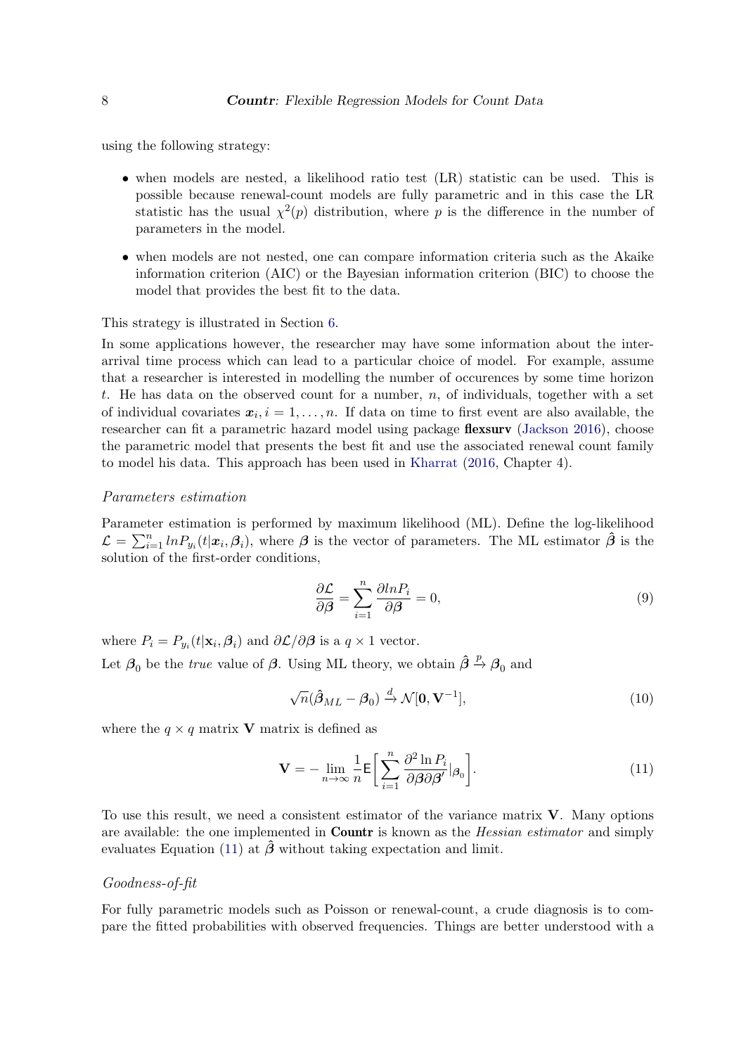using the following strategy:

- when models are nested, a likelihood ratio test (LR) statistic can be used. This is possible because renewal-count models are fully parametric and in this case the LR statistic has the usual $\chi^2(p)$ distribution, where $p$ is the difference in the number of parameters in the model.
- when models are not nested, one can compare information criteria such as the Akaike information criterion (AIC) or the Bayesian information criterion (BIC) to choose the model that provides the best fit to the data.

This strategy is illustrated in Section 6.

In some applications however, the researcher may have some information about the inter-arrival time process which can lead to a particular choice of model. For example, assume that a researcher is interested in modelling the number of occurences by some time horizon $t$. He has data on the observed count for a number, $n$, of individuals, together with a set of individual covariates $\boldsymbol{x}_i, i = 1, \ldots, n$. If data on time to first event are also available, the researcher can fit a parametric hazard model using package **flexsurv** (Jackson 2016), choose the parametric model that presents the best fit and use the associated renewal count family to model his data. This approach has been used in Kharrat (2016, Chapter 4).

*Parameters estimation*

Parameter estimation is performed by maximum likelihood (ML). Define the log-likelihood $\mathcal{L} = \sum_{i=1}^{n} lnP_{y_i}(t|\boldsymbol{x}_i, \boldsymbol{\beta}_i)$, where $\boldsymbol{\beta}$ is the vector of parameters. The ML estimator $\hat{\boldsymbol{\beta}}$ is the solution of the first-order conditions,

$$\frac{\partial \mathcal{L}}{\partial \boldsymbol{\beta}} = \sum_{i=1}^{n} \frac{\partial lnP_i}{\partial \boldsymbol{\beta}} = 0, \tag{9}$$

where $P_i = P_{y_i}(t|\mathbf{x}_i, \boldsymbol{\beta}_i)$ and $\partial \mathcal{L}/\partial \boldsymbol{\beta}$ is a $q \times 1$ vector.

Let $\boldsymbol{\beta}_0$ be the *true* value of $\boldsymbol{\beta}$. Using ML theory, we obtain $\hat{\boldsymbol{\beta}} \xrightarrow{p} \boldsymbol{\beta}_0$ and

$$\sqrt{n}(\hat{\boldsymbol{\beta}}_{ML} - \boldsymbol{\beta}_0) \xrightarrow{d} \mathcal{N}[\mathbf{0}, \mathbf{V}^{-1}], \tag{10}$$

where the $q \times q$ matrix $\mathbf{V}$ matrix is defined as

$$\mathbf{V} = -\lim_{n \to \infty} \frac{1}{n} \mathsf{E}\left[\sum_{i=1}^{n} \frac{\partial^2 \ln P_i}{\partial \boldsymbol{\beta} \partial \boldsymbol{\beta}'}|_{\boldsymbol{\beta}_0}\right]. \tag{11}$$

To use this result, we need a consistent estimator of the variance matrix $\mathbf{V}$. Many options are available: the one implemented in **Countr** is known as the *Hessian estimator* and simply evaluates Equation (11) at $\hat{\boldsymbol{\beta}}$ without taking expectation and limit.

*Goodness-of-fit*

For fully parametric models such as Poisson or renewal-count, a crude diagnosis is to compare the fitted probabilities with observed frequencies. Things are better understood with a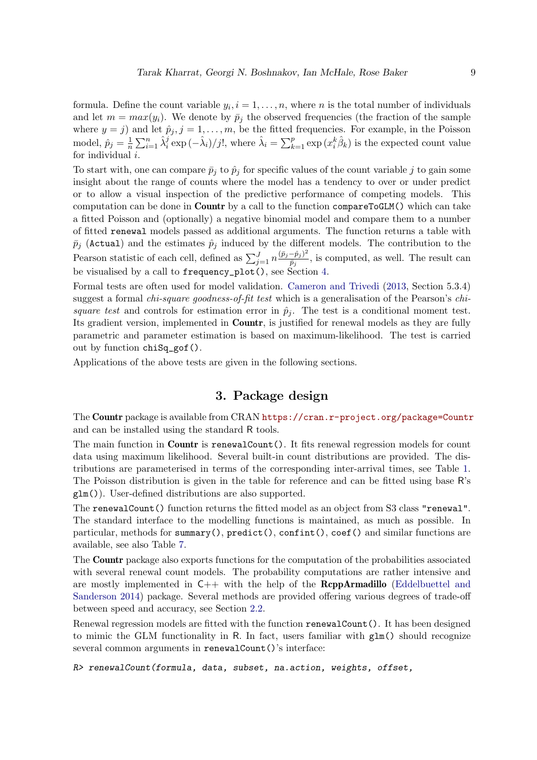formula. Define the count variable $y_i, i = 1, \ldots, n$, where $n$ is the total number of individuals and let $m = max(y_i)$. We denote by $\bar{p}_j$ the observed frequencies (the fraction of the sample where $y = j$) and let $\hat{p}_j, j = 1, \ldots, m$, be the fitted frequencies. For example, in the Poisson model, $\hat{p}_j = \frac{1}{n} \sum_{i=1}^{n} \hat{\lambda}_i^j \exp{(-\hat{\lambda}_i)}/j!$, where $\hat{\lambda}_i = \sum_{k=1}^{p} \exp{(x_i^k \hat{\beta}_k)}$ is the expected count value for individual $i$.

To start with, one can compare $\bar{p}_j$ to $\hat{p}_j$ for specific values of the count variable $j$ to gain some insight about the range of counts where the model has a tendency to over or under predict or to allow a visual inspection of the predictive performance of competing models. This computation can be done in **Countr** by a call to the function `compareToGLM()` which can take a fitted Poisson and (optionally) a negative binomial model and compare them to a number of fitted `renewal` models passed as additional arguments. The function returns a table with $\bar{p}_j$ (`Actual`) and the estimates $\hat{p}_j$ induced by the different models. The contribution to the Pearson statistic of each cell, defined as $\sum_{j=1}^{J} n \frac{(\bar{p}_j - \hat{p}_j)^2}{\bar{p}_j}$, is computed, as well. The result can be visualised by a call to `frequency_plot()`, see Section 4.

Formal tests are often used for model validation. Cameron and Trivedi (2013, Section 5.3.4) suggest a formal *chi-square goodness-of-fit test* which is a generalisation of the Pearson's *chi-square test* and controls for estimation error in $\hat{p}_j$. The test is a conditional moment test. Its gradient version, implemented in **Countr**, is justified for renewal models as they are fully parametric and parameter estimation is based on maximum-likelihood. The test is carried out by function `chiSq_gof()`.

Applications of the above tests are given in the following sections.

# 3. Package design

The **Countr** package is available from CRAN https://cran.r-project.org/package=Countr and can be installed using the standard R tools.

The main function in **Countr** is `renewalCount()`. It fits renewal regression models for count data using maximum likelihood. Several built-in count distributions are provided. The distributions are parameterised in terms of the corresponding inter-arrival times, see Table 1. The Poisson distribution is given in the table for reference and can be fitted using base R's `glm()`). User-defined distributions are also supported.

The `renewalCount()` function returns the fitted model as an object from S3 class `"renewal"`. The standard interface to the modelling functions is maintained, as much as possible. In particular, methods for `summary()`, `predict()`, `confint()`, `coef()` and similar functions are available, see also Table 7.

The **Countr** package also exports functions for the computation of the probabilities associated with several renewal count models. The probability computations are rather intensive and are mostly implemented in C++ with the help of the **RcppArmadillo** (Eddelbuettel and Sanderson 2014) package. Several methods are provided offering various degrees of trade-off between speed and accuracy, see Section 2.2.

Renewal regression models are fitted with the function `renewalCount()`. It has been designed to mimic the GLM functionality in R. In fact, users familiar with `glm()` should recognize several common arguments in `renewalCount()`'s interface:

```
R> renewalCount(formula, data, subset, na.action, weights, offset,
```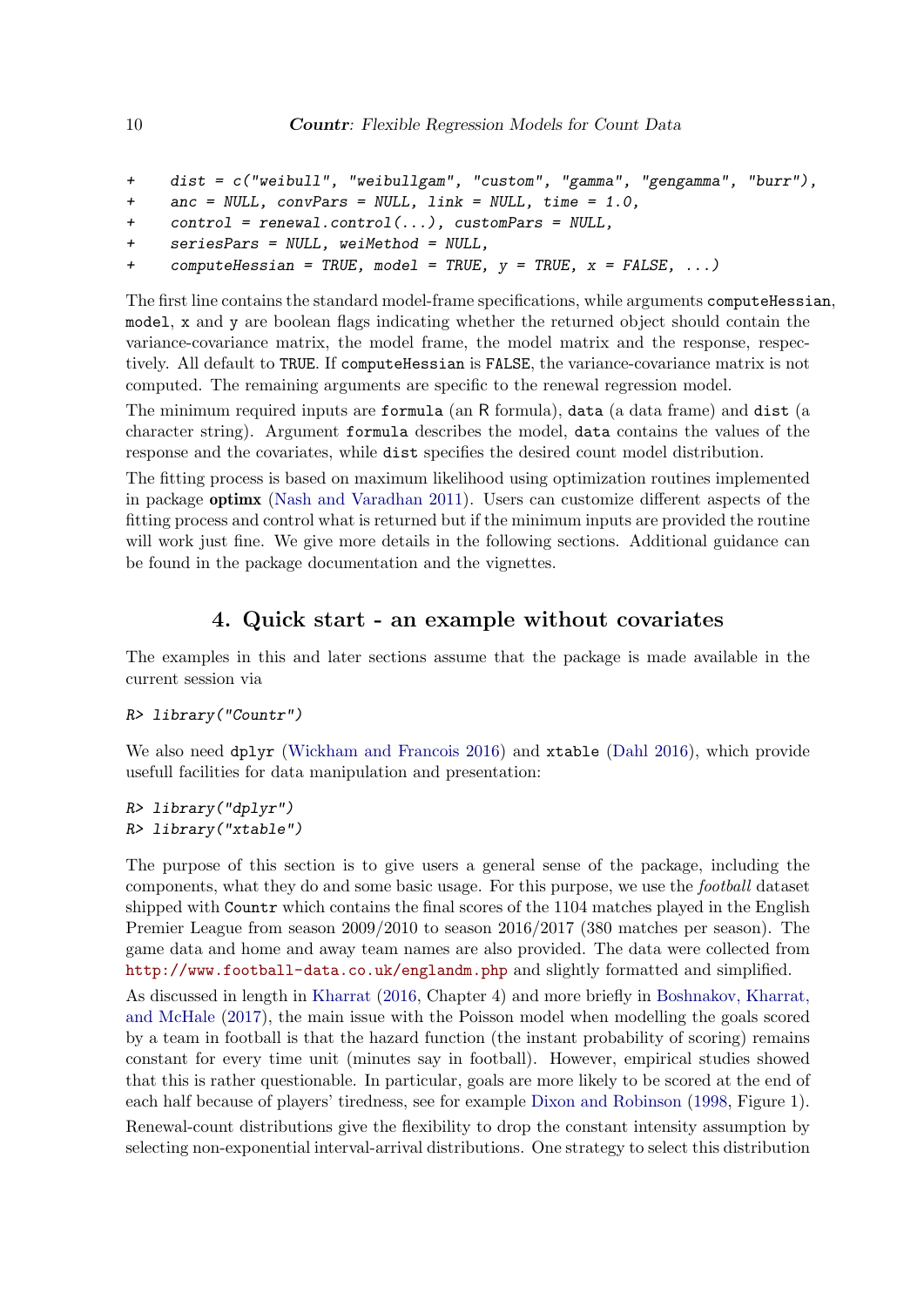```
+     dist = c("weibull", "weibullgam", "custom", "gamma", "gengamma", "burr"),
+     anc = NULL, convPars = NULL, link = NULL, time = 1.0,
+     control = renewal.control(...), customPars = NULL,
+     seriesPars = NULL, weiMethod = NULL,
+     computeHessian = TRUE, model = TRUE, y = TRUE, x = FALSE, ...)
```

The first line contains the standard model-frame specifications, while arguments `computeHessian`, `model`, `x` and `y` are boolean flags indicating whether the returned object should contain the variance-covariance matrix, the model frame, the model matrix and the response, respectively. All default to `TRUE`. If `computeHessian` is `FALSE`, the variance-covariance matrix is not computed. The remaining arguments are specific to the renewal regression model.

The minimum required inputs are `formula` (an R formula), `data` (a data frame) and `dist` (a character string). Argument `formula` describes the model, `data` contains the values of the response and the covariates, while `dist` specifies the desired count model distribution.

The fitting process is based on maximum likelihood using optimization routines implemented in package **optimx** (Nash and Varadhan 2011). Users can customize different aspects of the fitting process and control what is returned but if the minimum inputs are provided the routine will work just fine. We give more details in the following sections. Additional guidance can be found in the package documentation and the vignettes.

# 4. Quick start - an example without covariates

The examples in this and later sections assume that the package is made available in the current session via

```
R> library("Countr")
```

We also need `dplyr` (Wickham and Francois 2016) and `xtable` (Dahl 2016), which provide usefull facilities for data manipulation and presentation:

```
R> library("dplyr")
R> library("xtable")
```

The purpose of this section is to give users a general sense of the package, including the components, what they do and some basic usage. For this purpose, we use the *football* dataset shipped with `Countr` which contains the final scores of the 1104 matches played in the English Premier League from season 2009/2010 to season 2016/2017 (380 matches per season). The game data and home and away team names are also provided. The data were collected from http://www.football-data.co.uk/englandm.php and slightly formatted and simplified.

As discussed in length in Kharrat (2016, Chapter 4) and more briefly in Boshnakov, Kharrat, and McHale (2017), the main issue with the Poisson model when modelling the goals scored by a team in football is that the hazard function (the instant probability of scoring) remains constant for every time unit (minutes say in football). However, empirical studies showed that this is rather questionable. In particular, goals are more likely to be scored at the end of each half because of players' tiredness, see for example Dixon and Robinson (1998, Figure 1).

Renewal-count distributions give the flexibility to drop the constant intensity assumption by selecting non-exponential interval-arrival distributions. One strategy to select this distribution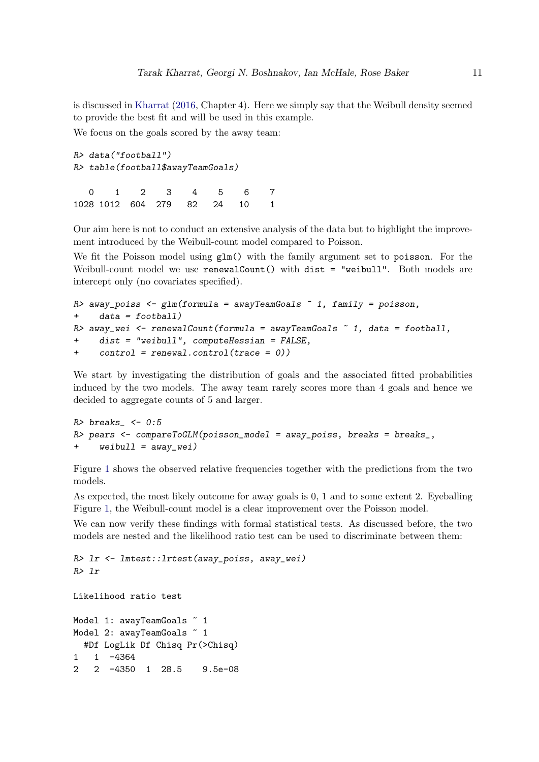is discussed in Kharrat (2016, Chapter 4). Here we simply say that the Weibull density seemed to provide the best fit and will be used in this example.

We focus on the goals scored by the away team:

```
R> data("football")
R> table(football$awayTeamGoals)

   0    1    2    3    4    5    6    7
1028 1012  604  279   82   24   10    1
```

Our aim here is not to conduct an extensive analysis of the data but to highlight the improvement introduced by the Weibull-count model compared to Poisson.

We fit the Poisson model using `glm()` with the family argument set to `poisson`. For the Weibull-count model we use `renewalCount()` with `dist = "weibull"`. Both models are intercept only (no covariates specified).

```
R> away_poiss <- glm(formula = awayTeamGoals ~ 1, family = poisson,
+    data = football)
R> away_wei <- renewalCount(formula = awayTeamGoals ~ 1, data = football,
+    dist = "weibull", computeHessian = FALSE,
+    control = renewal.control(trace = 0))
```

We start by investigating the distribution of goals and the associated fitted probabilities induced by the two models. The away team rarely scores more than 4 goals and hence we decided to aggregate counts of 5 and larger.

```
R> breaks_ <- 0:5
R> pears <- compareToGLM(poisson_model = away_poiss, breaks = breaks_,
+    weibull = away_wei)
```

Figure 1 shows the observed relative frequencies together with the predictions from the two models.

As expected, the most likely outcome for away goals is 0, 1 and to some extent 2. Eyeballing Figure 1, the Weibull-count model is a clear improvement over the Poisson model.

We can now verify these findings with formal statistical tests. As discussed before, the two models are nested and the likelihood ratio test can be used to discriminate between them:

```
R> lr <- lmtest::lrtest(away_poiss, away_wei)
R> lr

Likelihood ratio test

Model 1: awayTeamGoals ~ 1
Model 2: awayTeamGoals ~ 1
  #Df LogLik Df Chisq Pr(>Chisq)
1   1  -4364
2   2  -4350  1  28.5    9.5e-08
```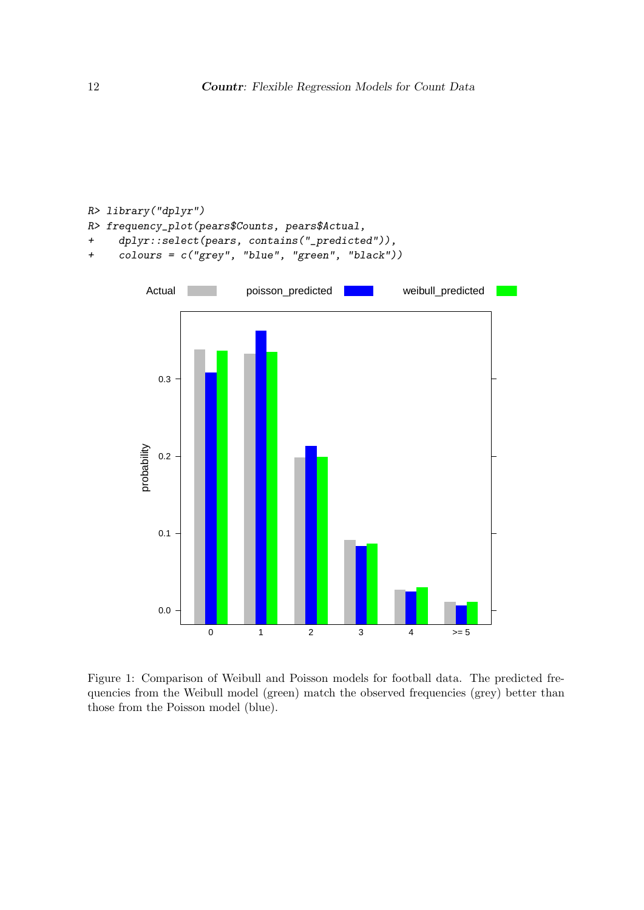```
R> library("dplyr")
R> frequency_plot(pears$Counts, pears$Actual,
+    dplyr::select(pears, contains("_predicted")),
+    colours = c("grey", "blue", "green", "black"))
```

Figure 1: Comparison of Weibull and Poisson models for football data. The predicted frequencies from the Weibull model (green) match the observed frequencies (grey) better than those from the Poisson model (blue).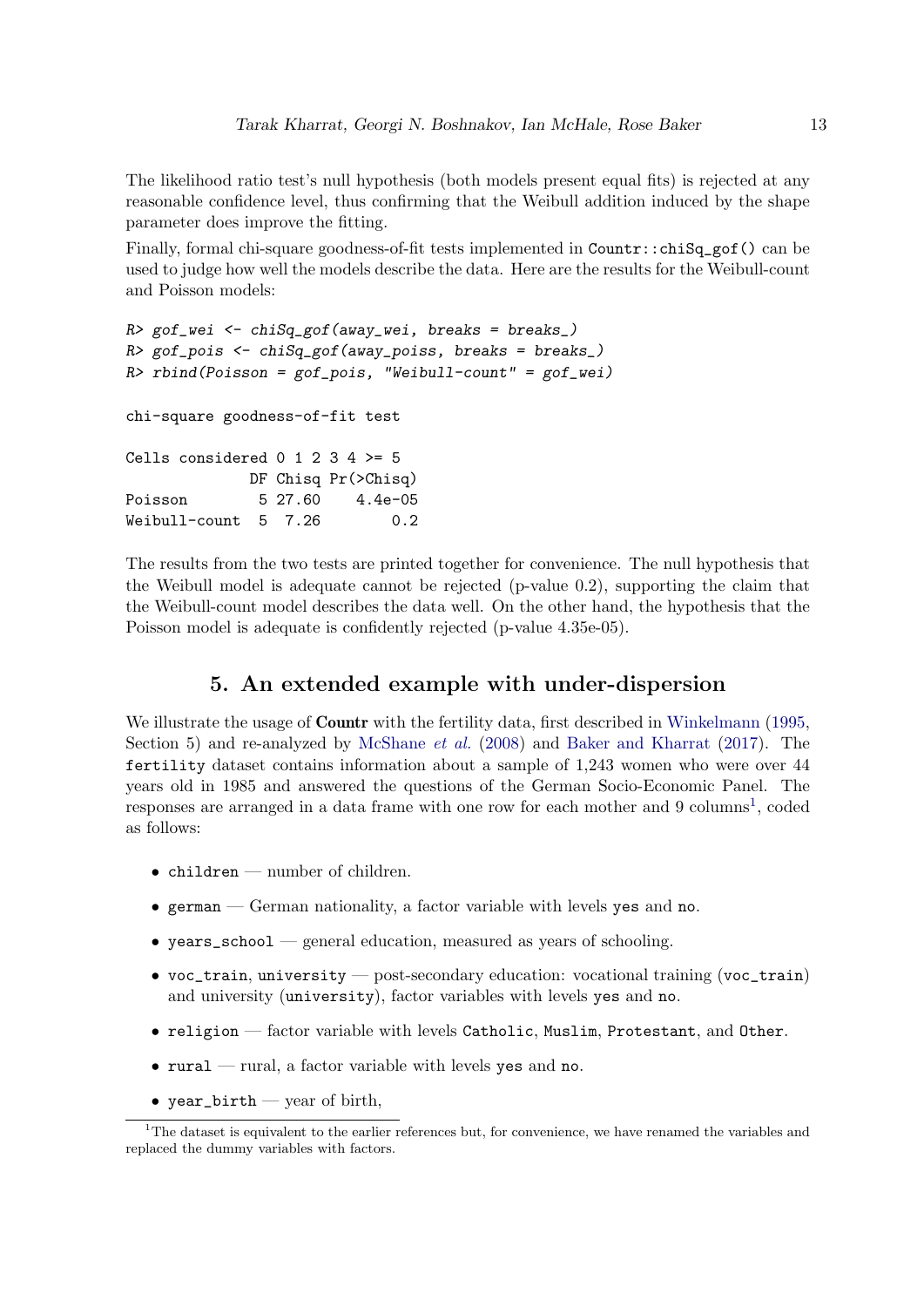The likelihood ratio test's null hypothesis (both models present equal fits) is rejected at any reasonable confidence level, thus confirming that the Weibull addition induced by the shape parameter does improve the fitting.

Finally, formal chi-square goodness-of-fit tests implemented in `Countr::chiSq_gof()` can be used to judge how well the models describe the data. Here are the results for the Weibull-count and Poisson models:

```
R> gof_wei <- chiSq_gof(away_wei, breaks = breaks_)
R> gof_pois <- chiSq_gof(away_poiss, breaks = breaks_)
R> rbind(Poisson = gof_pois, "Weibull-count" = gof_wei)

chi-square goodness-of-fit test

Cells considered 0 1 2 3 4 >= 5
              DF Chisq Pr(>Chisq)
Poisson        5 27.60    4.4e-05
Weibull-count  5  7.26        0.2
```

The results from the two tests are printed together for convenience. The null hypothesis that the Weibull model is adequate cannot be rejected (p-value 0.2), supporting the claim that the Weibull-count model describes the data well. On the other hand, the hypothesis that the Poisson model is adequate is confidently rejected (p-value 4.35e-05).

## 5. An extended example with under-dispersion

We illustrate the usage of **Countr** with the fertility data, first described in Winkelmann (1995, Section 5) and re-analyzed by McShane *et al.* (2008) and Baker and Kharrat (2017). The `fertility` dataset contains information about a sample of 1,243 women who were over 44 years old in 1985 and answered the questions of the German Socio-Economic Panel. The responses are arranged in a data frame with one row for each mother and 9 columns[1], coded as follows:

- `children` — number of children.
- `german` — German nationality, a factor variable with levels `yes` and `no`.
- `years_school` — general education, measured as years of schooling.
- `voc_train`, `university` — post-secondary education: vocational training (`voc_train`) and university (`university`), factor variables with levels `yes` and `no`.
- `religion` — factor variable with levels `Catholic`, `Muslim`, `Protestant`, and `Other`.
- `rural` — rural, a factor variable with levels `yes` and `no`.
- `year_birth` — year of birth,

[1] The dataset is equivalent to the earlier references but, for convenience, we have renamed the variables and replaced the dummy variables with factors.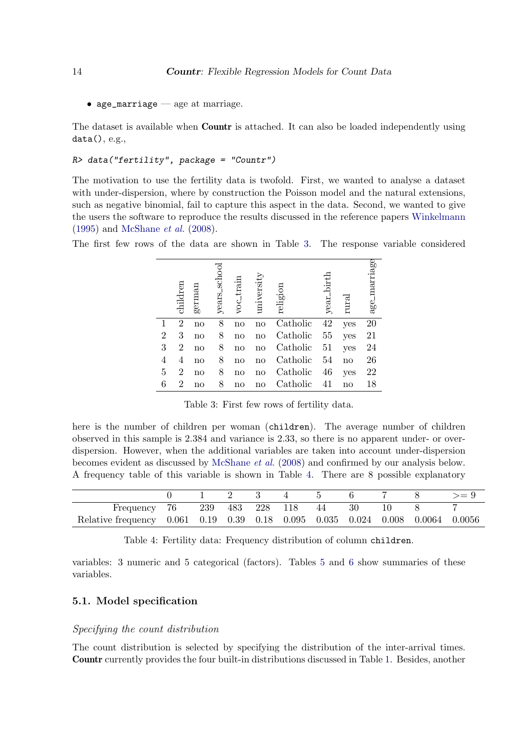- `age_marriage` — age at marriage.

The dataset is available when **Countr** is attached. It can also be loaded independently using `data()`, e.g.,

```
R> data("fertility", package = "Countr")
```

The motivation to use the fertility data is twofold. First, we wanted to analyse a dataset with under-dispersion, where by construction the Poisson model and the natural extensions, such as negative binomial, fail to capture this aspect in the data. Second, we wanted to give the users the software to reproduce the results discussed in the reference papers Winkelmann (1995) and McShane *et al.* (2008).

The first few rows of the data are shown in Table 3. The response variable considered here is the number of children per woman (`children`). The average number of children observed in this sample is 2.384 and variance is 2.33, so there is no apparent under- or over-dispersion. However, when the additional variables are taken into account under-dispersion becomes evident as discussed by McShane *et al.* (2008) and confirmed by our analysis below. A frequency table of this variable is shown in Table 4. There are 8 possible explanatory variables: 3 numeric and 5 categorical (factors). Tables 5 and 6 show summaries of these variables.

| | children | german | years_school | voc_train | university | religion | year_birth | rural | age_marriage |
|---|---|---|---|---|---|---|---|---|---|
| 1 | 2 | no | 8 | no | no | Catholic | 42 | yes | 20 |
| 2 | 3 | no | 8 | no | no | Catholic | 55 | yes | 21 |
| 3 | 2 | no | 8 | no | no | Catholic | 51 | yes | 24 |
| 4 | 4 | no | 8 | no | no | Catholic | 54 | no | 26 |
| 5 | 2 | no | 8 | no | no | Catholic | 46 | yes | 22 |
| 6 | 2 | no | 8 | no | no | Catholic | 41 | no | 18 |

Table 3: First few rows of fertility data.

| | 0 | 1 | 2 | 3 | 4 | 5 | 6 | 7 | 8 | >= 9 |
|---|---|---|---|---|---|---|---|---|---|---|
| Frequency | 76 | 239 | 483 | 228 | 118 | 44 | 30 | 10 | 8 | 7 |
| Relative frequency | 0.061 | 0.19 | 0.39 | 0.18 | 0.095 | 0.035 | 0.024 | 0.008 | 0.0064 | 0.0056 |

Table 4: Fertility data: Frequency distribution of column `children`.

### 5.1. Model specification

*Specifying the count distribution*

The count distribution is selected by specifying the distribution of the inter-arrival times. **Countr** currently provides the four built-in distributions discussed in Table 1. Besides, another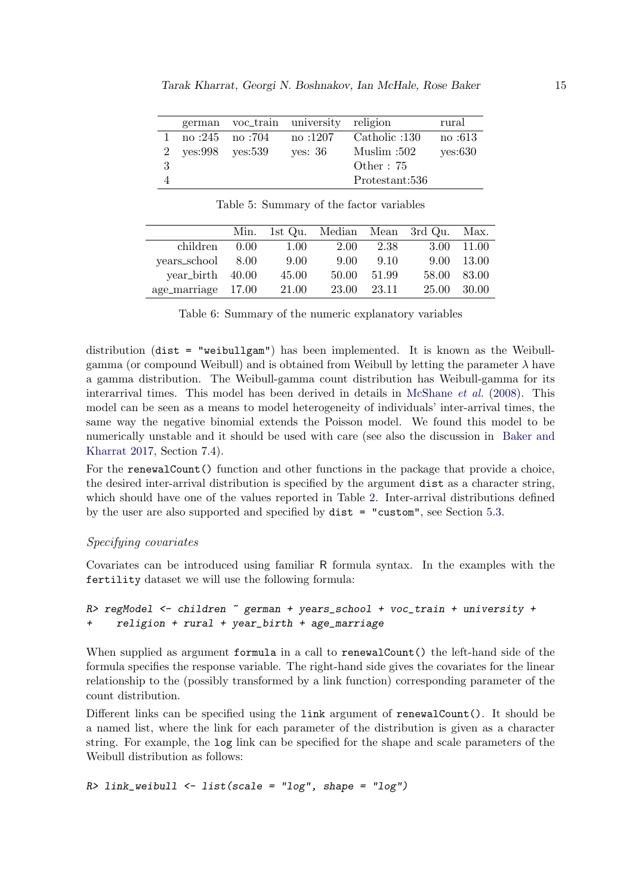|   | german | voc_train | university | religion | rural |
|---|---|---|---|---|---|
| 1 | no :245 | no :704 | no :1207 | Catholic :130 | no :613 |
| 2 | yes:998 | yes:539 | yes: 36 | Muslim :502 | yes:630 |
| 3 |  |  |  | Other : 75 |  |
| 4 |  |  |  | Protestant:536 |  |

Table 5: Summary of the factor variables

|   | Min. | 1st Qu. | Median | Mean | 3rd Qu. | Max. |
|---|---|---|---|---|---|---|
| children | 0.00 | 1.00 | 2.00 | 2.38 | 3.00 | 11.00 |
| years_school | 8.00 | 9.00 | 9.00 | 9.10 | 9.00 | 13.00 |
| year_birth | 40.00 | 45.00 | 50.00 | 51.99 | 58.00 | 83.00 |
| age_marriage | 17.00 | 21.00 | 23.00 | 23.11 | 25.00 | 30.00 |

Table 6: Summary of the numeric explanatory variables

distribution (`dist = "weibullgam"`) has been implemented. It is known as the Weibull-gamma (or compound Weibull) and is obtained from Weibull by letting the parameter $\lambda$ have a gamma distribution. The Weibull-gamma count distribution has Weibull-gamma for its interarrival times. This model has been derived in details in McShane *et al.* (2008). This model can be seen as a means to model heterogeneity of individuals' inter-arrival times, the same way the negative binomial extends the Poisson model. We found this model to be numerically unstable and it should be used with care (see also the discussion in Baker and Kharrat 2017, Section 7.4).

For the `renewalCount()` function and other functions in the package that provide a choice, the desired inter-arrival distribution is specified by the argument `dist` as a character string, which should have one of the values reported in Table 2. Inter-arrival distributions defined by the user are also supported and specified by `dist = "custom"`, see Section 5.3.

*Specifying covariates*

Covariates can be introduced using familiar R formula syntax. In the examples with the `fertility` dataset we will use the following formula:

```
R> regModel <- children ~ german + years_school + voc_train + university +
+    religion + rural + year_birth + age_marriage
```

When supplied as argument `formula` in a call to `renewalCount()` the left-hand side of the formula specifies the response variable. The right-hand side gives the covariates for the linear relationship to the (possibly transformed by a link function) corresponding parameter of the count distribution.

Different links can be specified using the `link` argument of `renewalCount()`. It should be a named list, where the link for each parameter of the distribution is given as a character string. For example, the `log` link can be specified for the shape and scale parameters of the Weibull distribution as follows:

```
R> link_weibull <- list(scale = "log", shape = "log")
```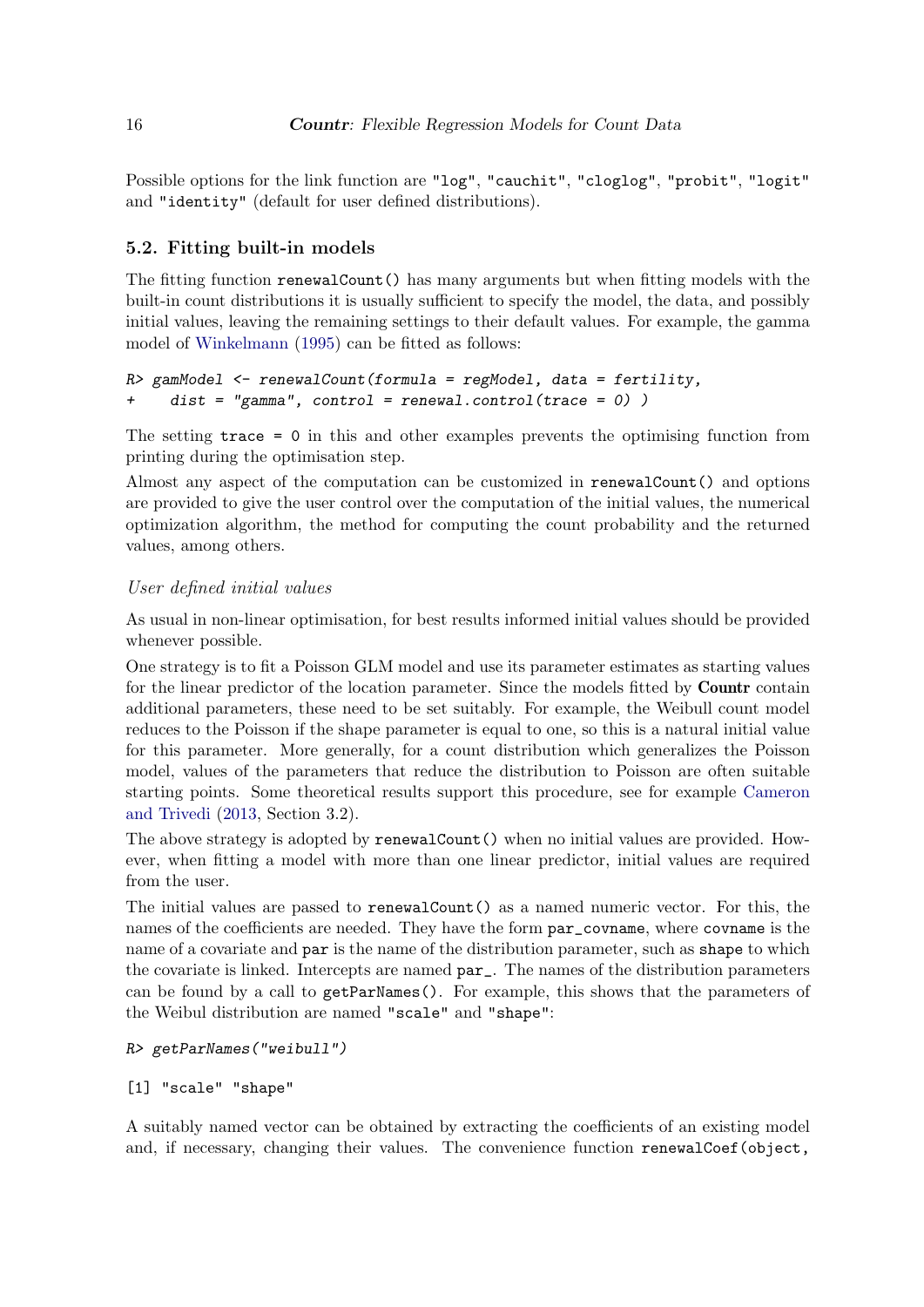Possible options for the link function are "log", "cauchit", "cloglog", "probit", "logit" and "identity" (default for user defined distributions).

### 5.2. Fitting built-in models

The fitting function renewalCount() has many arguments but when fitting models with the built-in count distributions it is usually sufficient to specify the model, the data, and possibly initial values, leaving the remaining settings to their default values. For example, the gamma model of Winkelmann (1995) can be fitted as follows:

```
R> gamModel <- renewalCount(formula = regModel, data = fertility,
+     dist = "gamma", control = renewal.control(trace = 0) )
```

The setting trace = 0 in this and other examples prevents the optimising function from printing during the optimisation step.

Almost any aspect of the computation can be customized in renewalCount() and options are provided to give the user control over the computation of the initial values, the numerical optimization algorithm, the method for computing the count probability and the returned values, among others.

*User defined initial values*

As usual in non-linear optimisation, for best results informed initial values should be provided whenever possible.

One strategy is to fit a Poisson GLM model and use its parameter estimates as starting values for the linear predictor of the location parameter. Since the models fitted by **Countr** contain additional parameters, these need to be set suitably. For example, the Weibull count model reduces to the Poisson if the shape parameter is equal to one, so this is a natural initial value for this parameter. More generally, for a count distribution which generalizes the Poisson model, values of the parameters that reduce the distribution to Poisson are often suitable starting points. Some theoretical results support this procedure, see for example Cameron and Trivedi (2013, Section 3.2).

The above strategy is adopted by renewalCount() when no initial values are provided. However, when fitting a model with more than one linear predictor, initial values are required from the user.

The initial values are passed to renewalCount() as a named numeric vector. For this, the names of the coefficients are needed. They have the form par_covname, where covname is the name of a covariate and par is the name of the distribution parameter, such as shape to which the covariate is linked. Intercepts are named par_. The names of the distribution parameters can be found by a call to getParNames(). For example, this shows that the parameters of the Weibul distribution are named "scale" and "shape":

```
R> getParNames("weibull")
```

```
[1] "scale" "shape"
```

A suitably named vector can be obtained by extracting the coefficients of an existing model and, if necessary, changing their values. The convenience function renewalCoef(object,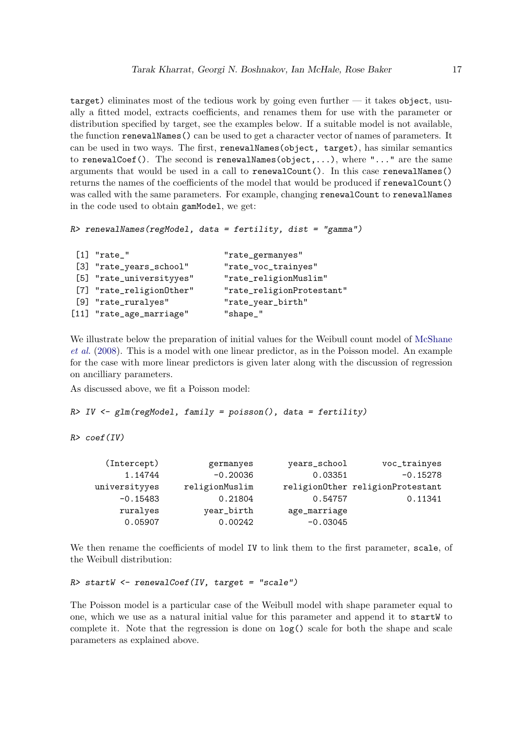target) eliminates most of the tedious work by going even further — it takes `object`, usually a fitted model, extracts coefficients, and renames them for use with the parameter or distribution specified by target, see the examples below. If a suitable model is not available, the function `renewalNames()` can be used to get a character vector of names of parameters. It can be used in two ways. The first, `renewalNames(object, target)`, has similar semantics to `renewalCoef()`. The second is `renewalNames(object,...)`, where `"..."` are the same arguments that would be used in a call to `renewalCount()`. In this case `renewalNames()` returns the names of the coefficients of the model that would be produced if `renewalCount()` was called with the same parameters. For example, changing `renewalCount` to `renewalNames` in the code used to obtain `gamModel`, we get:

```
R> renewalNames(regModel, data = fertility, dist = "gamma")
```

```
 [1] "rate_"                   "rate_germanyes"
 [3] "rate_years_school"       "rate_voc_trainyes"
 [5] "rate_universityyes"      "rate_religionMuslim"
 [7] "rate_religionOther"      "rate_religionProtestant"
 [9] "rate_ruralyes"           "rate_year_birth"
[11] "rate_age_marriage"       "shape_"
```

We illustrate below the preparation of initial values for the Weibull count model of McShane *et al.* (2008). This is a model with one linear predictor, as in the Poisson model. An example for the case with more linear predictors is given later along with the discussion of regression on ancilliary parameters.

As discussed above, we fit a Poisson model:

```
R> IV <- glm(regModel, family = poisson(), data = fertility)
```

```
R> coef(IV)
```

```
    (Intercept)        germanyes      years_school        voc_trainyes
        1.14744         -0.20036           0.03351            -0.15278
  universityyes   religionMuslim     religionOther religionProtestant
       -0.15483          0.21804           0.54757             0.11341
        ruralyes       year_birth      age_marriage
        0.05907          0.00242          -0.03045
```

We then rename the coefficients of model `IV` to link them to the first parameter, `scale`, of the Weibull distribution:

```
R> startW <- renewalCoef(IV, target = "scale")
```

The Poisson model is a particular case of the Weibull model with shape parameter equal to one, which we use as a natural initial value for this parameter and append it to `startW` to complete it. Note that the regression is done on `log()` scale for both the shape and scale parameters as explained above.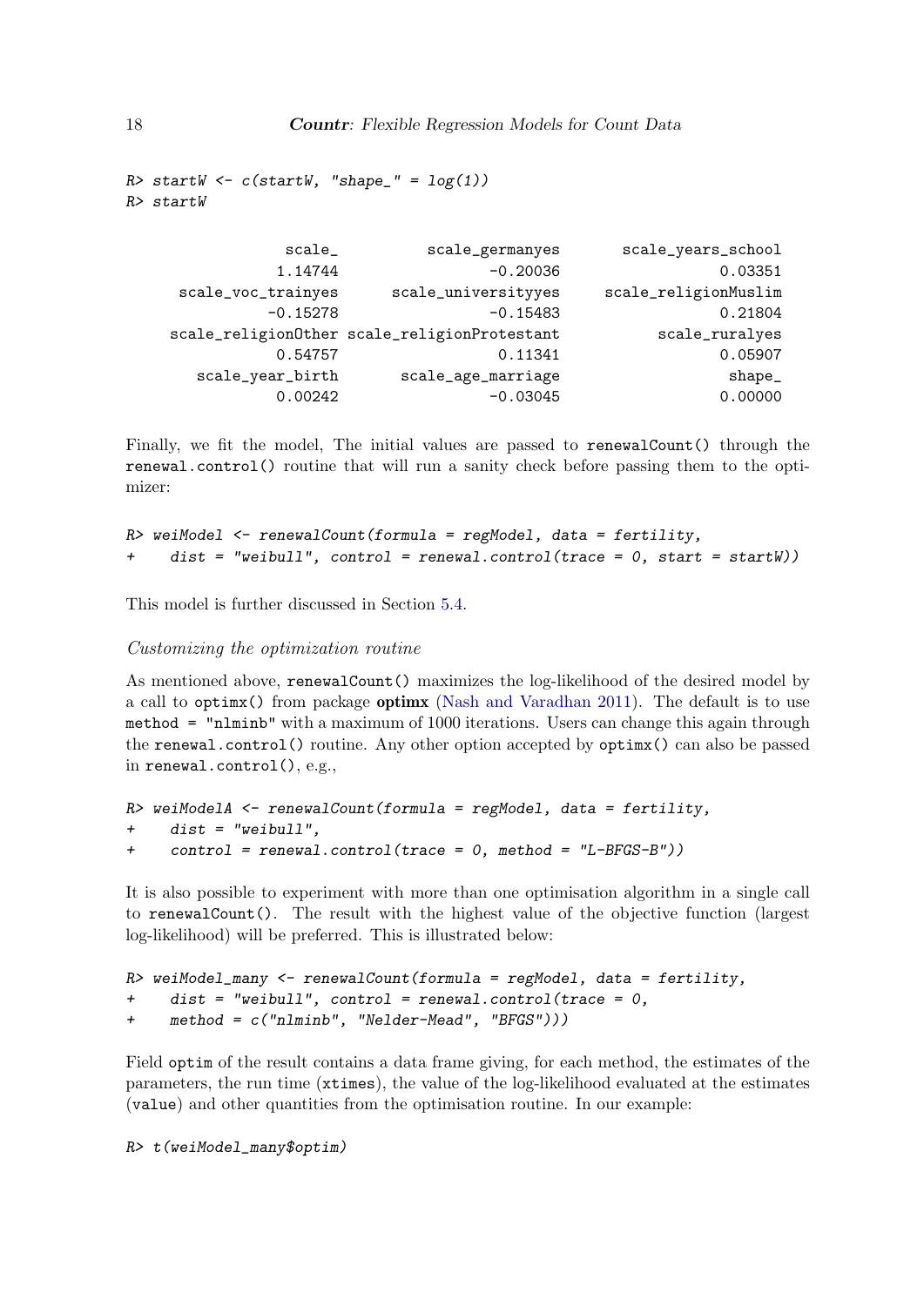```
R> startW <- c(startW, "shape_" = log(1))
R> startW
```

```
              scale_         scale_germanyes       scale_years_school 
             1.14744                -0.20036                  0.03351 
     scale_voc_trainyes     scale_universityyes     scale_religionMuslim 
            -0.15278                -0.15483                  0.21804 
  scale_religionOther scale_religionProtestant          scale_ruralyes 
             0.54757                 0.11341                  0.05907 
     scale_year_birth       scale_age_marriage                   shape_ 
             0.00242                -0.03045                  0.00000 
```

Finally, we fit the model, The initial values are passed to renewalCount() through the renewal.control() routine that will run a sanity check before passing them to the optimizer:

```
R> weiModel <- renewalCount(formula = regModel, data = fertility,
+    dist = "weibull", control = renewal.control(trace = 0, start = startW))
```

This model is further discussed in Section 5.4.

*Customizing the optimization routine*

As mentioned above, renewalCount() maximizes the log-likelihood of the desired model by a call to optimx() from package **optimx** (Nash and Varadhan 2011). The default is to use method = "nlminb" with a maximum of 1000 iterations. Users can change this again through the renewal.control() routine. Any other option accepted by optimx() can also be passed in renewal.control(), e.g.,

```
R> weiModelA <- renewalCount(formula = regModel, data = fertility,
+    dist = "weibull",
+    control = renewal.control(trace = 0, method = "L-BFGS-B"))
```

It is also possible to experiment with more than one optimisation algorithm in a single call to renewalCount(). The result with the highest value of the objective function (largest log-likelihood) will be preferred. This is illustrated below:

```
R> weiModel_many <- renewalCount(formula = regModel, data = fertility,
+    dist = "weibull", control = renewal.control(trace = 0,
+    method = c("nlminb", "Nelder-Mead", "BFGS")))
```

Field optim of the result contains a data frame giving, for each method, the estimates of the parameters, the run time (xtimes), the value of the log-likelihood evaluated at the estimates (value) and other quantities from the optimisation routine. In our example:

```
R> t(weiModel_many$optim)
```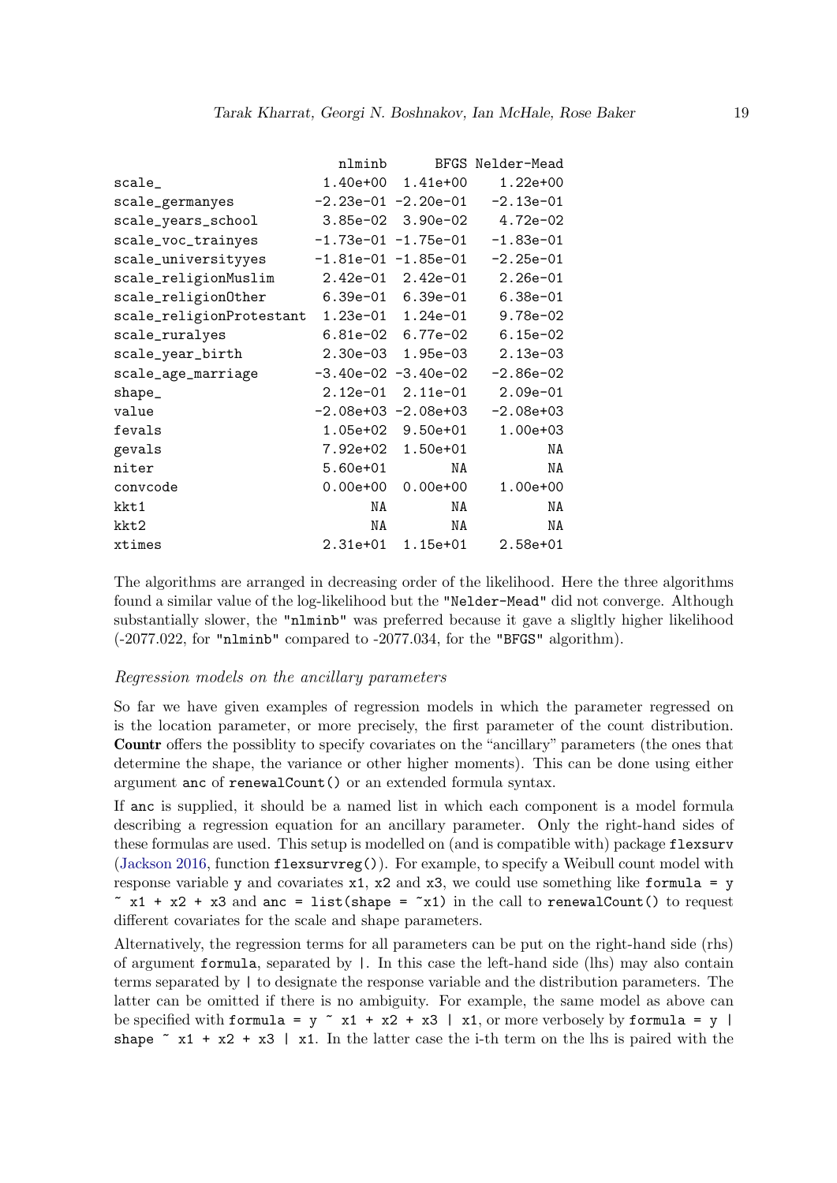```
                          nlminb      BFGS Nelder-Mead
scale_                  1.40e+00  1.41e+00    1.22e+00
scale_germanyes        -2.23e-01 -2.20e-01   -2.13e-01
scale_years_school      3.85e-02  3.90e-02    4.72e-02
scale_voc_trainyes     -1.73e-01 -1.75e-01   -1.83e-01
scale_universityyes    -1.81e-01 -1.85e-01   -2.25e-01
scale_religionMuslim    2.42e-01  2.42e-01    2.26e-01
scale_religionOther     6.39e-01  6.39e-01    6.38e-01
scale_religionProtestant  1.23e-01  1.24e-01    9.78e-02
scale_ruralyes          6.81e-02  6.77e-02    6.15e-02
scale_year_birth        2.30e-03  1.95e-03    2.13e-03
scale_age_marriage     -3.40e-02 -3.40e-02   -2.86e-02
shape_                  2.12e-01  2.11e-01    2.09e-01
value                  -2.08e+03 -2.08e+03   -2.08e+03
fevals                  1.05e+02  9.50e+01    1.00e+03
gevals                  7.92e+02  1.50e+01          NA
niter                   5.60e+01        NA          NA
convcode                0.00e+00  0.00e+00    1.00e+00
kkt1                          NA        NA          NA
kkt2                          NA        NA          NA
xtimes                  2.31e+01  1.15e+01    2.58e+01
```

The algorithms are arranged in decreasing order of the likelihood. Here the three algorithms found a similar value of the log-likelihood but the "Nelder-Mead" did not converge. Although substantially slower, the "nlminb" was preferred because it gave a sligltly higher likelihood (-2077.022, for "nlminb" compared to -2077.034, for the "BFGS" algorithm).

*Regression models on the ancillary parameters*

So far we have given examples of regression models in which the parameter regressed on is the location parameter, or more precisely, the first parameter of the count distribution. **Countr** offers the possiblity to specify covariates on the "ancillary" parameters (the ones that determine the shape, the variance or other higher moments). This can be done using either argument `anc` of `renewalCount()` or an extended formula syntax.

If `anc` is supplied, it should be a named list in which each component is a model formula describing a regression equation for an ancillary parameter. Only the right-hand sides of these formulas are used. This setup is modelled on (and is compatible with) package `flexsurv` (Jackson 2016, function `flexsurvreg()`). For example, to specify a Weibull count model with response variable `y` and covariates `x1`, `x2` and `x3`, we could use something like `formula = y ~ x1 + x2 + x3` and `anc = list(shape = ~x1)` in the call to `renewalCount()` to request different covariates for the scale and shape parameters.

Alternatively, the regression terms for all parameters can be put on the right-hand side (rhs) of argument `formula`, separated by `|`. In this case the left-hand side (lhs) may also contain terms separated by `|` to designate the response variable and the distribution parameters. The latter can be omitted if there is no ambiguity. For example, the same model as above can be specified with `formula = y ~ x1 + x2 + x3 | x1`, or more verbosely by `formula = y | shape ~ x1 + x2 + x3 | x1`. In the latter case the i-th term on the lhs is paired with the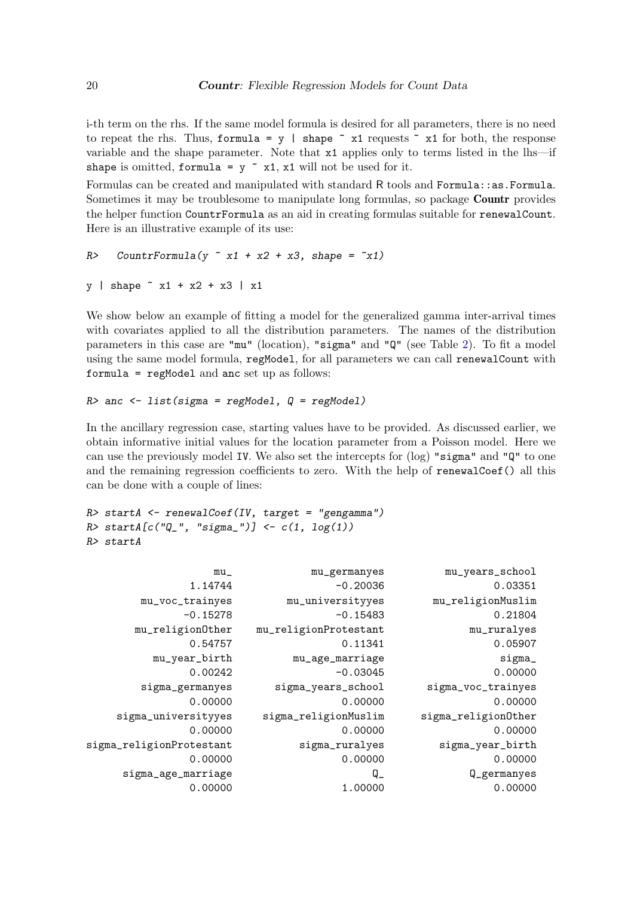i-th term on the rhs. If the same model formula is desired for all parameters, there is no need to repeat the rhs. Thus, `formula = y | shape ~ x1` requests `~ x1` for both, the response variable and the shape parameter. Note that `x1` applies only to terms listed in the lhs—if `shape` is omitted, `formula = y ~ x1`, `x1` will not be used for it.

Formulas can be created and manipulated with standard R tools and `Formula::as.Formula`. Sometimes it may be troublesome to manipulate long formulas, so package **Countr** provides the helper function `CountrFormula` as an aid in creating formulas suitable for `renewalCount`. Here is an illustrative example of its use:

```
R>   CountrFormula(y ~ x1 + x2 + x3, shape = ~x1)

y | shape ~ x1 + x2 + x3 | x1
```

We show below an example of fitting a model for the generalized gamma inter-arrival times with covariates applied to all the distribution parameters. The names of the distribution parameters in this case are `"mu"` (location), `"sigma"` and `"Q"` (see Table 2). To fit a model using the same model formula, `regModel`, for all parameters we can call `renewalCount` with `formula = regModel` and `anc` set up as follows:

```
R> anc <- list(sigma = regModel, Q = regModel)
```

In the ancillary regression case, starting values have to be provided. As discussed earlier, we obtain informative initial values for the location parameter from a Poisson model. Here we can use the previously model `IV`. We also set the intercepts for (log) `"sigma"` and `"Q"` to one and the remaining regression coefficients to zero. With the help of `renewalCoef()` all this can be done with a couple of lines:

```
R> startA <- renewalCoef(IV, target = "gengamma")
R> startA[c("Q_", "sigma_")] <- c(1, log(1))
R> startA

                     mu_             mu_germanyes         mu_years_school
                 1.14744                 -0.20036                 0.03351
         mu_voc_trainyes         mu_universityyes        mu_religionMuslim
                -0.15278                 -0.15483                 0.21804
        mu_religionOther   mu_religionProtestant              mu_ruralyes
                 0.54757                  0.11341                 0.05907
           mu_year_birth         mu_age_marriage                   sigma_
                 0.00242                 -0.03045                 0.00000
        sigma_germanyes       sigma_years_school      sigma_voc_trainyes
                 0.00000                  0.00000                 0.00000
     sigma_universityyes    sigma_religionMuslim      sigma_religionOther
                 0.00000                  0.00000                 0.00000
sigma_religionProtestant          sigma_ruralyes         sigma_year_birth
                 0.00000                  0.00000                 0.00000
      sigma_age_marriage                      Q_               Q_germanyes
                 0.00000                  1.00000                 0.00000
```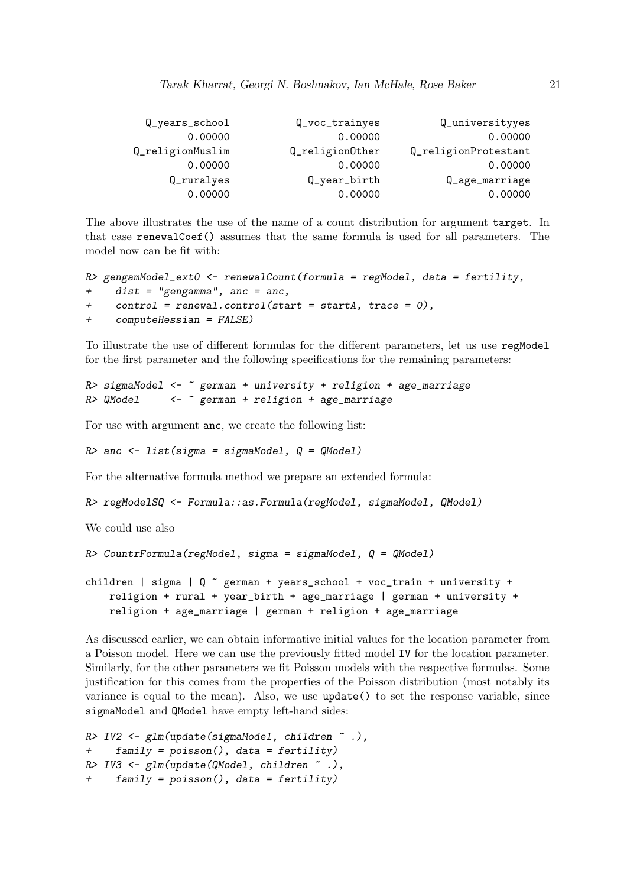```
      Q_years_school        Q_voc_trainyes        Q_universityyes
             0.00000               0.00000                0.00000
     Q_religionMuslim       Q_religionOther   Q_religionProtestant
             0.00000               0.00000                0.00000
          Q_ruralyes           Q_year_birth          Q_age_marriage
             0.00000               0.00000                0.00000
```

The above illustrates the use of the name of a count distribution for argument `target`. In that case `renewalCoef()` assumes that the same formula is used for all parameters. The model now can be fit with:

```
R> gengamModel_ext0 <- renewalCount(formula = regModel, data = fertility,
+     dist = "gengamma", anc = anc,
+     control = renewal.control(start = startA, trace = 0),
+     computeHessian = FALSE)
```

To illustrate the use of different formulas for the different parameters, let us use `regModel` for the first parameter and the following specifications for the remaining parameters:

```
R> sigmaModel <- ~ german + university + religion + age_marriage
R> QModel     <- ~ german + religion + age_marriage
```

For use with argument `anc`, we create the following list:

```
R> anc <- list(sigma = sigmaModel, Q = QModel)
```

For the alternative formula method we prepare an extended formula:

```
R> regModelSQ <- Formula::as.Formula(regModel, sigmaModel, QModel)
```

We could use also

```
R> CountrFormula(regModel, sigma = sigmaModel, Q = QModel)

children | sigma | Q ~ german + years_school + voc_train + university +
    religion + rural + year_birth + age_marriage | german + university +
    religion + age_marriage | german + religion + age_marriage
```

As discussed earlier, we can obtain informative initial values for the location parameter from a Poisson model. Here we can use the previously fitted model `IV` for the location parameter. Similarly, for the other parameters we fit Poisson models with the respective formulas. Some justification for this comes from the properties of the Poisson distribution (most notably its variance is equal to the mean). Also, we use `update()` to set the response variable, since `sigmaModel` and `QModel` have empty left-hand sides:

```
R> IV2 <- glm(update(sigmaModel, children ~ .),
+     family = poisson(), data = fertility)
R> IV3 <- glm(update(QModel, children ~ .),
+     family = poisson(), data = fertility)
```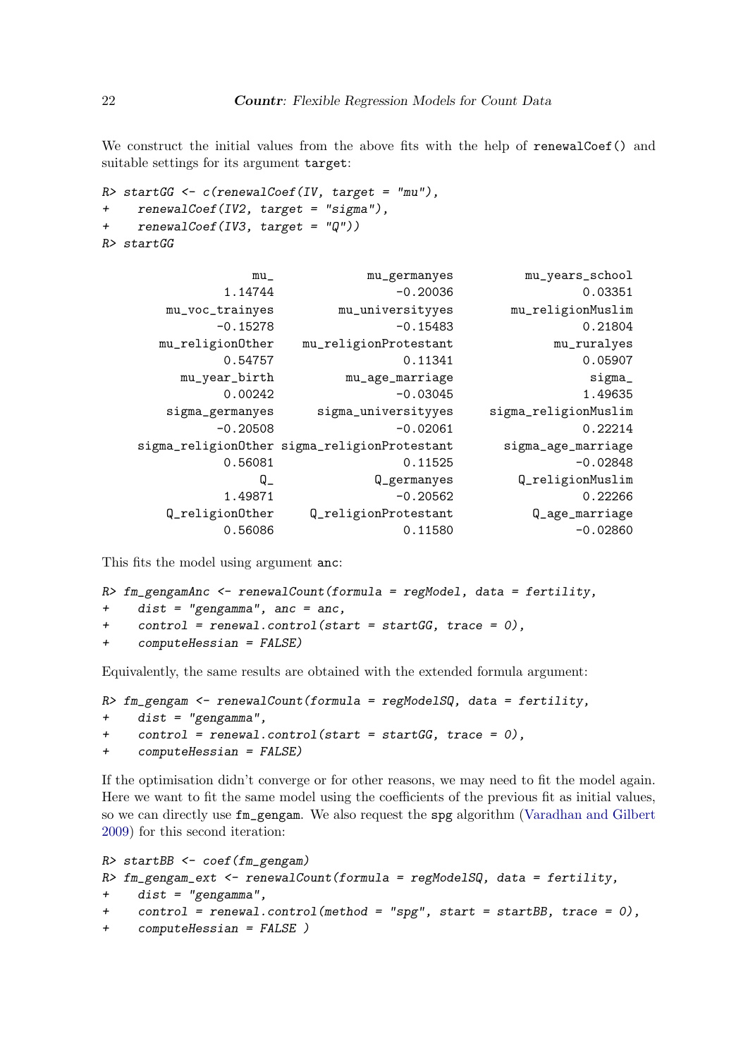We construct the initial values from the above fits with the help of `renewalCoef()` and suitable settings for its argument `target`:

```
R> startGG <- c(renewalCoef(IV, target = "mu"),
+    renewalCoef(IV2, target = "sigma"),
+    renewalCoef(IV3, target = "Q"))
R> startGG

                  mu_             mu_germanyes          mu_years_school 
              1.14744                 -0.20036                  0.03351 
        mu_voc_trainyes        mu_universityyes        mu_religionMuslim 
             -0.15278                 -0.15483                  0.21804 
       mu_religionOther    mu_religionProtestant               mu_ruralyes 
              0.54757                  0.11341                  0.05907 
          mu_year_birth          mu_age_marriage                   sigma_ 
              0.00242                 -0.03045                  1.49635 
        sigma_germanyes      sigma_universityyes     sigma_religionMuslim 
             -0.20508                 -0.02061                  0.22214 
    sigma_religionOther sigma_religionProtestant       sigma_age_marriage 
              0.56081                  0.11525                 -0.02848 
                   Q_               Q_germanyes         Q_religionMuslim 
              1.49871                 -0.20562                  0.22266 
        Q_religionOther     Q_religionProtestant           Q_age_marriage 
              0.56086                  0.11580                 -0.02860 
```

This fits the model using argument `anc`:

```
R> fm_gengamAnc <- renewalCount(formula = regModel, data = fertility,
+    dist = "gengamma", anc = anc,
+    control = renewal.control(start = startGG, trace = 0),
+    computeHessian = FALSE)
```

Equivalently, the same results are obtained with the extended formula argument:

```
R> fm_gengam <- renewalCount(formula = regModelSQ, data = fertility,
+    dist = "gengamma",
+    control = renewal.control(start = startGG, trace = 0),
+    computeHessian = FALSE)
```

If the optimisation didn't converge or for other reasons, we may need to fit the model again. Here we want to fit the same model using the coefficients of the previous fit as initial values, so we can directly use `fm_gengam`. We also request the `spg` algorithm (Varadhan and Gilbert 2009) for this second iteration:

```
R> startBB <- coef(fm_gengam)
R> fm_gengam_ext <- renewalCount(formula = regModelSQ, data = fertility,
+    dist = "gengamma",
+    control = renewal.control(method = "spg", start = startBB, trace = 0),
+    computeHessian = FALSE )
```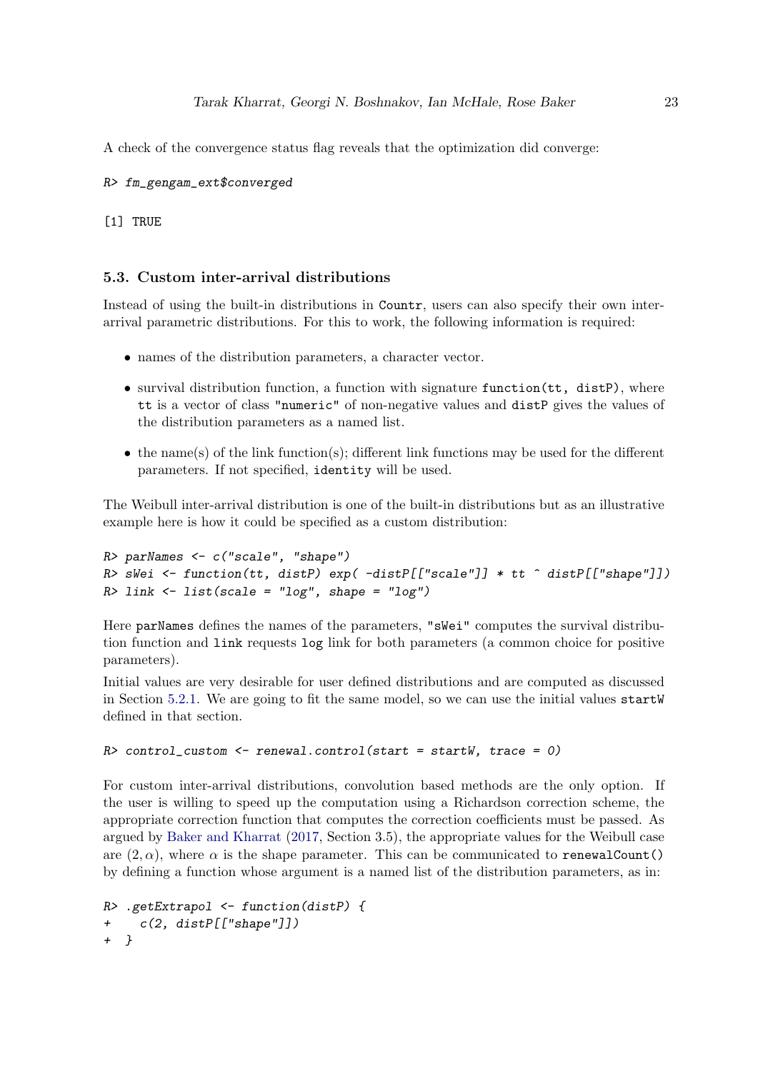A check of the convergence status flag reveals that the optimization did converge:

```
R> fm_gengam_ext$converged
```

```
[1] TRUE
```

### 5.3. Custom inter-arrival distributions

Instead of using the built-in distributions in Countr, users can also specify their own inter-arrival parametric distributions. For this to work, the following information is required:

- names of the distribution parameters, a character vector.
- survival distribution function, a function with signature `function(tt, distP)`, where `tt` is a vector of class `"numeric"` of non-negative values and `distP` gives the values of the distribution parameters as a named list.
- the name(s) of the link function(s); different link functions may be used for the different parameters. If not specified, `identity` will be used.

The Weibull inter-arrival distribution is one of the built-in distributions but as an illustrative example here is how it could be specified as a custom distribution:

```
R> parNames <- c("scale", "shape")
R> sWei <- function(tt, distP) exp( -distP[["scale"]] * tt ^ distP[["shape"]])
R> link <- list(scale = "log", shape = "log")
```

Here `parNames` defines the names of the parameters, `"sWei"` computes the survival distribution function and `link` requests `log` link for both parameters (a common choice for positive parameters).

Initial values are very desirable for user defined distributions and are computed as discussed in Section 5.2.1. We are going to fit the same model, so we can use the initial values `startW` defined in that section.

```
R> control_custom <- renewal.control(start = startW, trace = 0)
```

For custom inter-arrival distributions, convolution based methods are the only option. If the user is willing to speed up the computation using a Richardson correction scheme, the appropriate correction function that computes the correction coefficients must be passed. As argued by Baker and Kharrat (2017, Section 3.5), the appropriate values for the Weibull case are $(2, \alpha)$, where $\alpha$ is the shape parameter. This can be communicated to `renewalCount()` by defining a function whose argument is a named list of the distribution parameters, as in:

```
R> .getExtrapol <- function(distP) {
+    c(2, distP[["shape"]])
+  }
```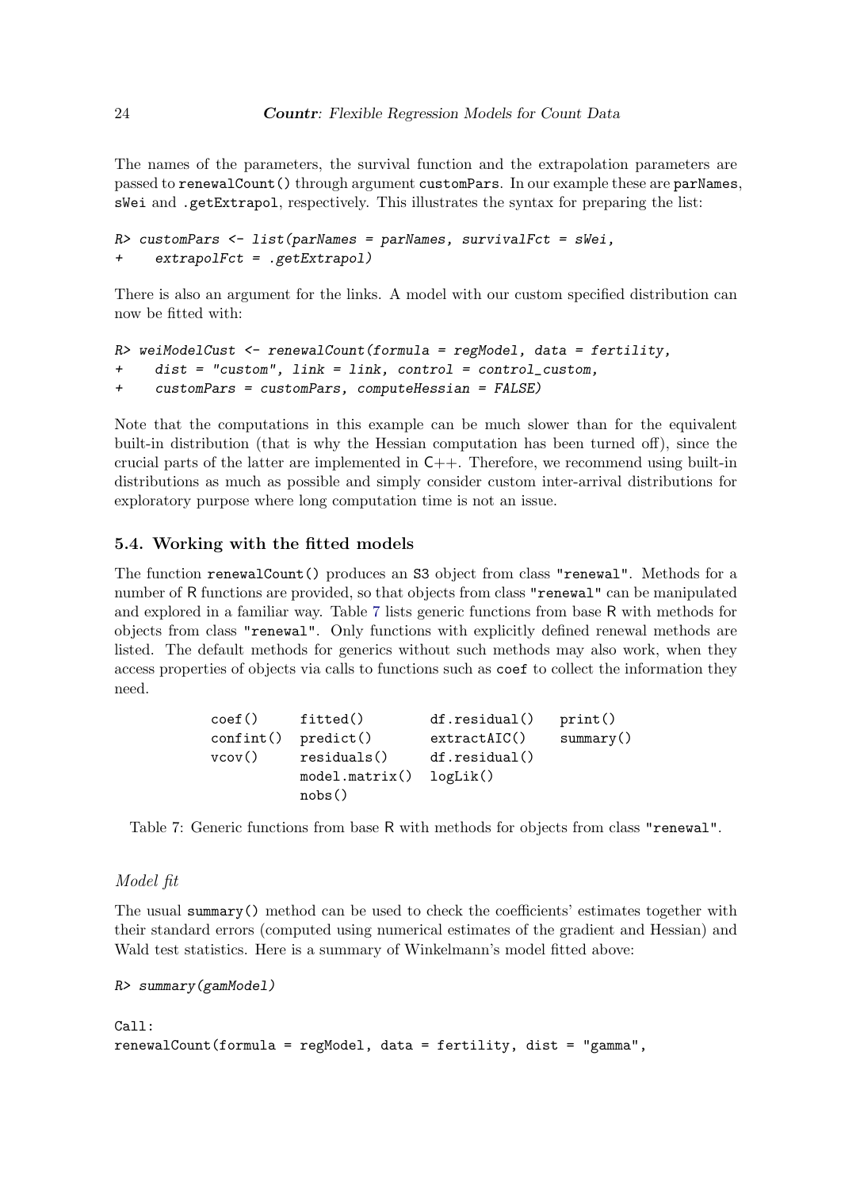The names of the parameters, the survival function and the extrapolation parameters are passed to `renewalCount()` through argument `customPars`. In our example these are `parNames`, `sWei` and `.getExtrapol`, respectively. This illustrates the syntax for preparing the list:

```
R> customPars <- list(parNames = parNames, survivalFct = sWei,
+    extrapolFct = .getExtrapol)
```

There is also an argument for the links. A model with our custom specified distribution can now be fitted with:

```
R> weiModelCust <- renewalCount(formula = regModel, data = fertility,
+    dist = "custom", link = link, control = control_custom,
+    customPars = customPars, computeHessian = FALSE)
```

Note that the computations in this example can be much slower than for the equivalent built-in distribution (that is why the Hessian computation has been turned off), since the crucial parts of the latter are implemented in C++. Therefore, we recommend using built-in distributions as much as possible and simply consider custom inter-arrival distributions for exploratory purpose where long computation time is not an issue.

### 5.4. Working with the fitted models

The function `renewalCount()` produces an S3 object from class `"renewal"`. Methods for a number of R functions are provided, so that objects from class `"renewal"` can be manipulated and explored in a familiar way. Table 7 lists generic functions from base R with methods for objects from class `"renewal"`. Only functions with explicitly defined renewal methods are listed. The default methods for generics without such methods may also work, when they access properties of objects via calls to functions such as `coef` to collect the information they need.

| | | | |
|---|---|---|---|
| `coef()` | `fitted()` | `df.residual()` | `print()` |
| `confint()` | `predict()` | `extractAIC()` | `summary()` |
| `vcov()` | `residuals()` | `df.residual()` | |
| | `model.matrix()` | `logLik()` | |
| | `nobs()` | | |

Table 7: Generic functions from base R with methods for objects from class `"renewal"`.

*Model fit*

The usual `summary()` method can be used to check the coefficients' estimates together with their standard errors (computed using numerical estimates of the gradient and Hessian) and Wald test statistics. Here is a summary of Winkelmann's model fitted above:

```
R> summary(gamModel)

Call:
renewalCount(formula = regModel, data = fertility, dist = "gamma",
```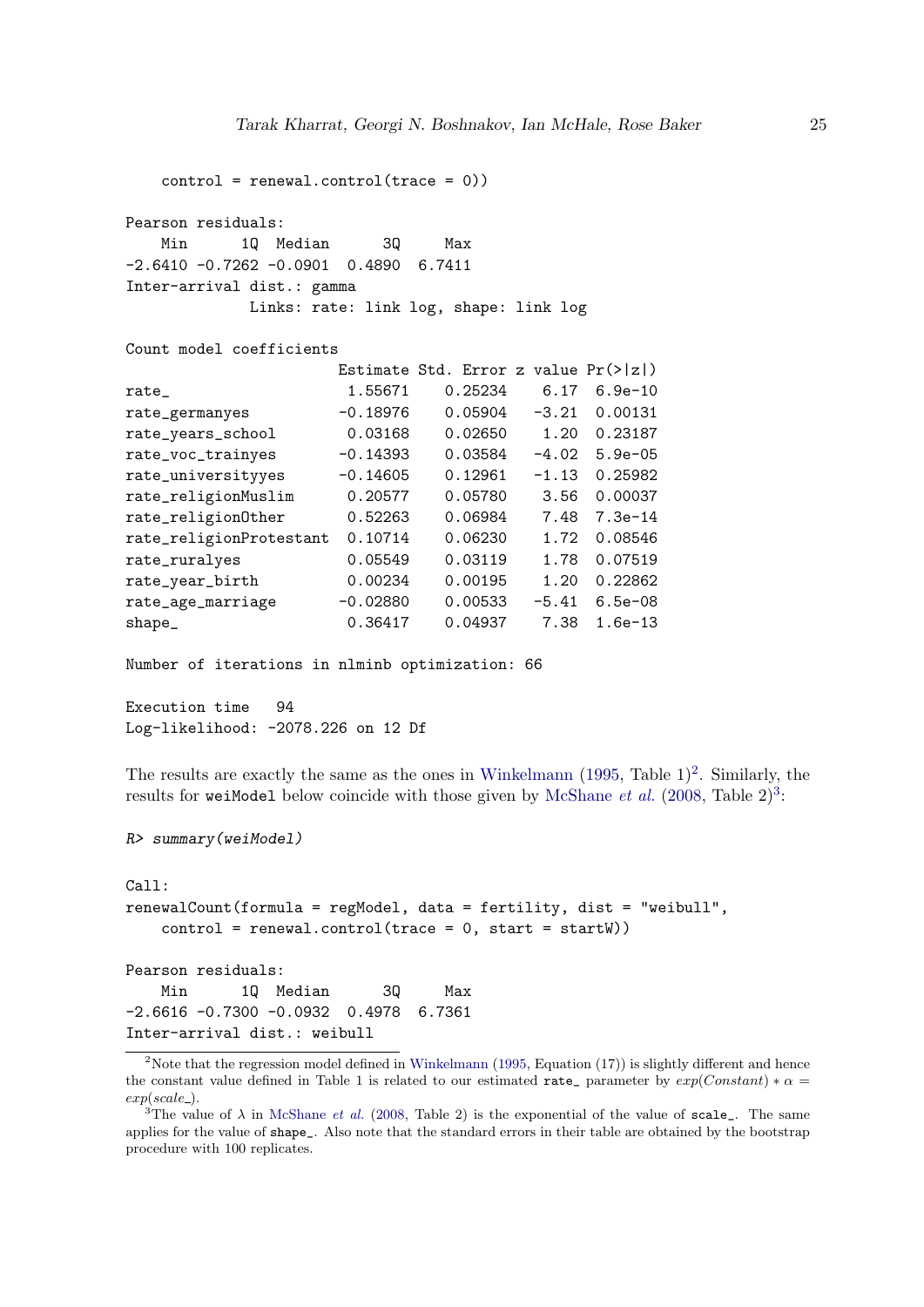```
    control = renewal.control(trace = 0))

Pearson residuals:
    Min      1Q  Median      3Q     Max
-2.6410 -0.7262 -0.0901  0.4890  6.7411
Inter-arrival dist.: gamma
              Links: rate: link log, shape: link log

Count model coefficients
                        Estimate Std. Error z value Pr(>|z|)
rate_                    1.55671    0.25234    6.17  6.9e-10
rate_germanyes          -0.18976    0.05904   -3.21  0.00131
rate_years_school        0.03168    0.02650    1.20  0.23187
rate_voc_trainyes       -0.14393    0.03584   -4.02  5.9e-05
rate_universityyes      -0.14605    0.12961   -1.13  0.25982
rate_religionMuslim      0.20577    0.05780    3.56  0.00037
rate_religionOther       0.52263    0.06984    7.48  7.3e-14
rate_religionProtestant  0.10714    0.06230    1.72  0.08546
rate_ruralyes            0.05549    0.03119    1.78  0.07519
rate_year_birth          0.00234    0.00195    1.20  0.22862
rate_age_marriage       -0.02880    0.00533   -5.41  6.5e-08
shape_                   0.36417    0.04937    7.38  1.6e-13

Number of iterations in nlminb optimization: 66

Execution time   94
Log-likelihood: -2078.226 on 12 Df
```

The results are exactly the same as the ones in Winkelmann (1995, Table 1)[2]. Similarly, the results for `weiModel` below coincide with those given by McShane *et al.* (2008, Table 2)[3]:

```
R> summary(weiModel)

Call:
renewalCount(formula = regModel, data = fertility, dist = "weibull",
    control = renewal.control(trace = 0, start = startW))

Pearson residuals:
    Min      1Q  Median      3Q     Max
-2.6616 -0.7300 -0.0932  0.4978  6.7361
Inter-arrival dist.: weibull
```

[2]Note that the regression model defined in Winkelmann (1995, Equation (17)) is slightly different and hence the constant value defined in Table 1 is related to our estimated `rate_` parameter by $exp(Constant) * \alpha = exp(scale\_)$.

[3]The value of $\lambda$ in McShane *et al.* (2008, Table 2) is the exponential of the value of `scale_`. The same applies for the value of `shape_`. Also note that the standard errors in their table are obtained by the bootstrap procedure with 100 replicates.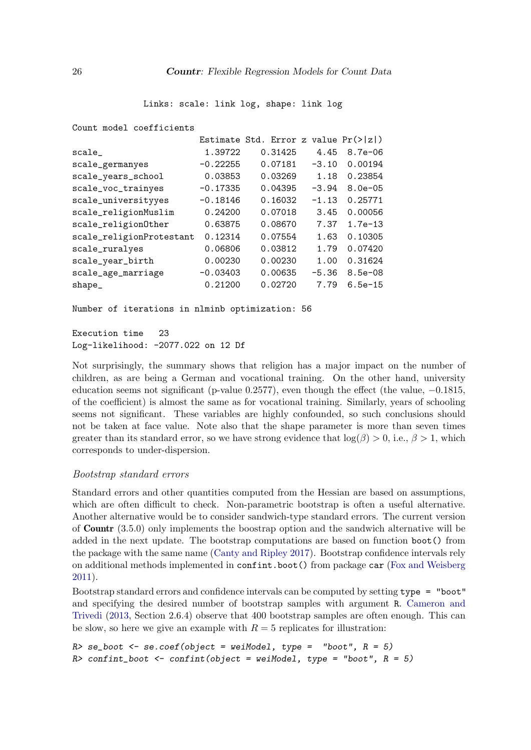```
             Links: scale: link log, shape: link log

Count model coefficients
                        Estimate Std. Error z value Pr(>|z|)
scale_                   1.39722    0.31425    4.45  8.7e-06
scale_germanyes         -0.22255    0.07181   -3.10  0.00194
scale_years_school       0.03853    0.03269    1.18  0.23854
scale_voc_trainyes      -0.17335    0.04395   -3.94  8.0e-05
scale_universityyes     -0.18146    0.16032   -1.13  0.25771
scale_religionMuslim     0.24200    0.07018    3.45  0.00056
scale_religionOther      0.63875    0.08670    7.37  1.7e-13
scale_religionProtestant 0.12314    0.07554    1.63  0.10305
scale_ruralyes           0.06806    0.03812    1.79  0.07420
scale_year_birth         0.00230    0.00230    1.00  0.31624
scale_age_marriage      -0.03403    0.00635   -5.36  8.5e-08
shape_                   0.21200    0.02720    7.79  6.5e-15

Number of iterations in nlminb optimization: 56

Execution time   23
Log-likelihood: -2077.022 on 12 Df
```

Not surprisingly, the summary shows that religion has a major impact on the number of children, as are being a German and vocational training. On the other hand, university education seems not significant (p-value 0.2577), even though the effect (the value, $-0.1815$, of the coefficient) is almost the same as for vocational training. Similarly, years of schooling seems not significant. These variables are highly confounded, so such conclusions should not be taken at face value. Note also that the shape parameter is more than seven times greater than its standard error, so we have strong evidence that $\log(\beta) > 0$, i.e., $\beta > 1$, which corresponds to under-dispersion.

*Bootstrap standard errors*

Standard errors and other quantities computed from the Hessian are based on assumptions, which are often difficult to check. Non-parametric bootstrap is often a useful alternative. Another alternative would be to consider sandwich-type standard errors. The current version of **Countr** (3.5.0) only implements the boostrap option and the sandwich alternative will be added in the next update. The bootstrap computations are based on function `boot()` from the package with the same name (Canty and Ripley 2017). Bootstrap confidence intervals rely on additional methods implemented in `confint.boot()` from package `car` (Fox and Weisberg 2011).

Bootstrap standard errors and confidence intervals can be computed by setting `type = "boot"` and specifying the desired number of bootstrap samples with argument `R`. Cameron and Trivedi (2013, Section 2.6.4) observe that 400 bootstrap samples are often enough. This can be slow, so here we give an example with $R = 5$ replicates for illustration:

```
R> se_boot <- se.coef(object = weiModel, type =  "boot", R = 5)
R> confint_boot <- confint(object = weiModel, type = "boot", R = 5)
```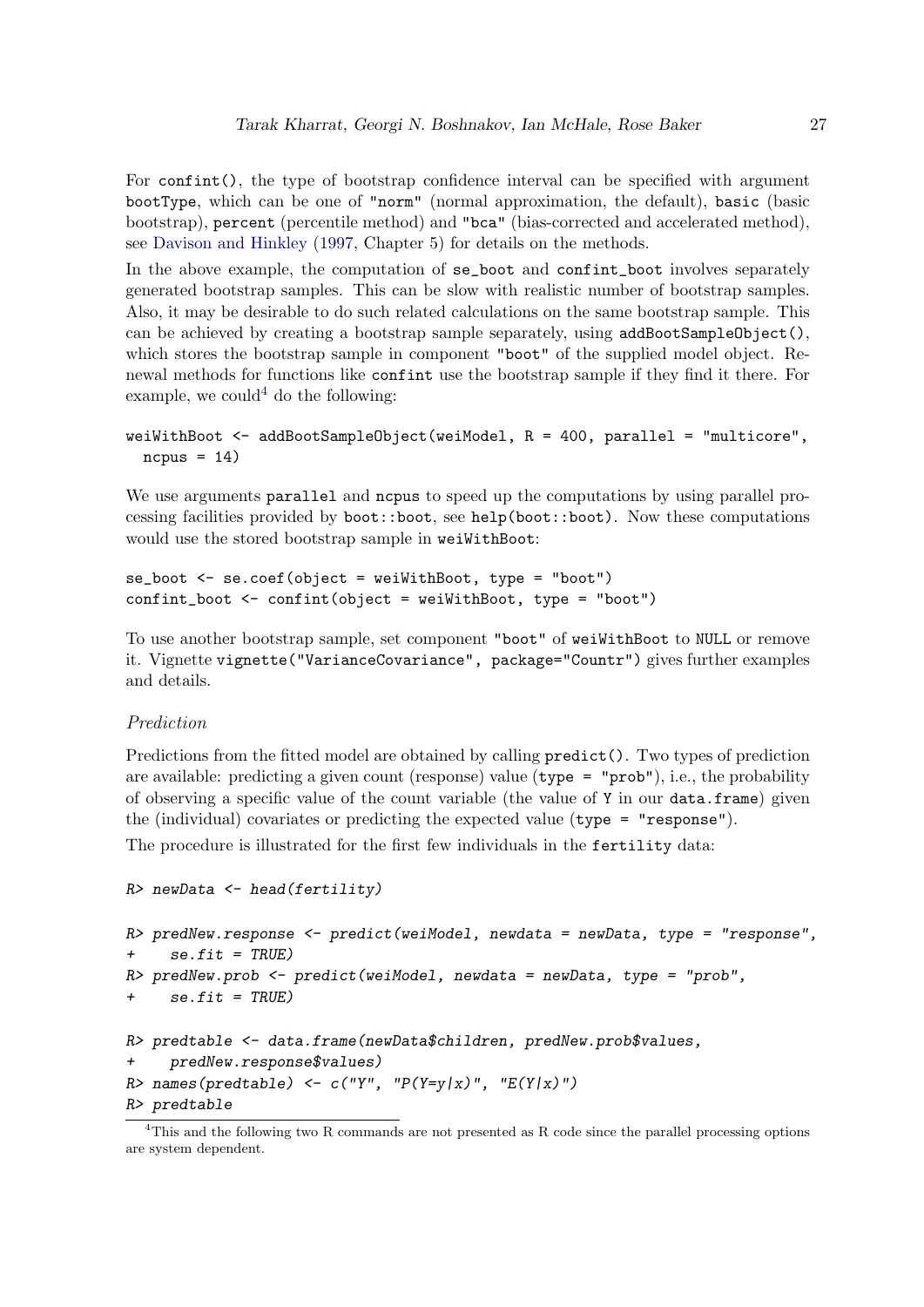For `confint()`, the type of bootstrap confidence interval can be specified with argument `bootType`, which can be one of `"norm"` (normal approximation, the default), `basic` (basic bootstrap), `percent` (percentile method) and `"bca"` (bias-corrected and accelerated method), see Davison and Hinkley (1997, Chapter 5) for details on the methods.

In the above example, the computation of `se_boot` and `confint_boot` involves separately generated bootstrap samples. This can be slow with realistic number of bootstrap samples. Also, it may be desirable to do such related calculations on the same bootstrap sample. This can be achieved by creating a bootstrap sample separately, using `addBootSampleObject()`, which stores the bootstrap sample in component `"boot"` of the supplied model object. Renewal methods for functions like `confint` use the bootstrap sample if they find it there. For example, we could[4] do the following:

```
weiWithBoot <- addBootSampleObject(weiModel, R = 400, parallel = "multicore",
  ncpus = 14)
```

We use arguments `parallel` and `ncpus` to speed up the computations by using parallel processing facilities provided by `boot::boot`, see `help(boot::boot)`. Now these computations would use the stored bootstrap sample in `weiWithBoot`:

```
se_boot <- se.coef(object = weiWithBoot, type = "boot")
confint_boot <- confint(object = weiWithBoot, type = "boot")
```

To use another bootstrap sample, set component `"boot"` of `weiWithBoot` to `NULL` or remove it. Vignette `vignette("VarianceCovariance", package="Countr")` gives further examples and details.

### *Prediction*

Predictions from the fitted model are obtained by calling `predict()`. Two types of prediction are available: predicting a given count (response) value (`type = "prob"`), i.e., the probability of observing a specific value of the count variable (the value of `Y` in our `data.frame`) given the (individual) covariates or predicting the expected value (`type = "response"`).

The procedure is illustrated for the first few individuals in the `fertility` data:

```
R> newData <- head(fertility)

R> predNew.response <- predict(weiModel, newdata = newData, type = "response",
+     se.fit = TRUE)
R> predNew.prob <- predict(weiModel, newdata = newData, type = "prob",
+     se.fit = TRUE)

R> predtable <- data.frame(newData$children, predNew.prob$values,
+     predNew.response$values)
R> names(predtable) <- c("Y", "P(Y=y|x)", "E(Y|x)")
R> predtable
```

[4] This and the following two R commands are not presented as R code since the parallel processing options are system dependent.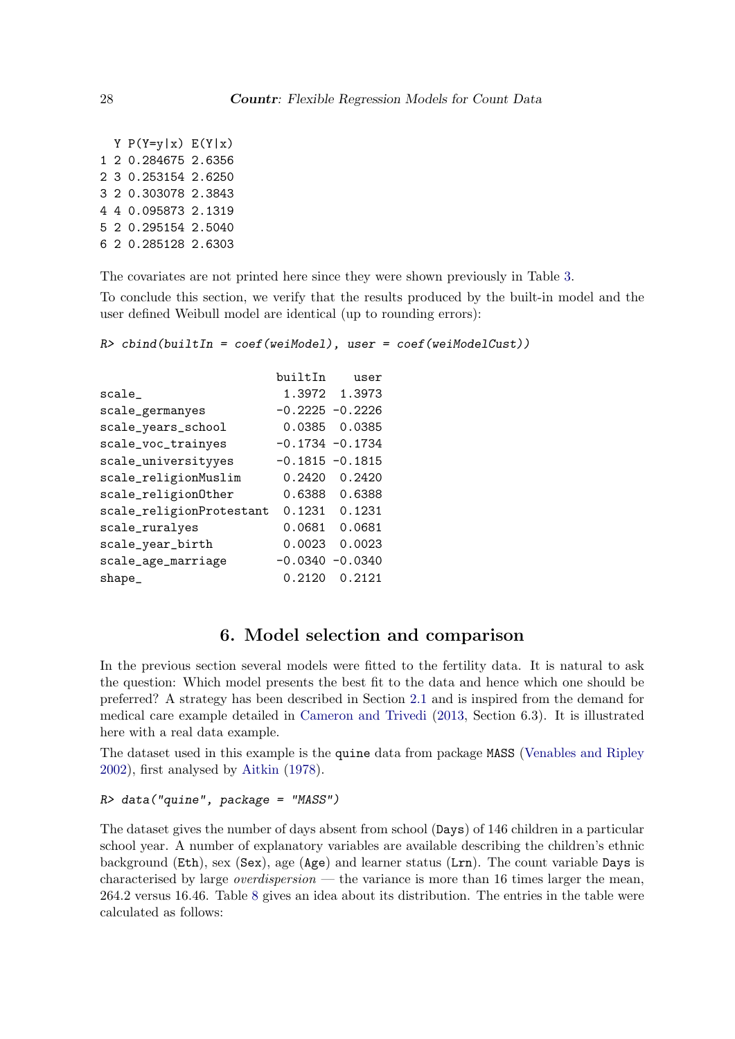```
  Y P(Y=y|x) E(Y|x)
1 2 0.284675 2.6356
2 3 0.253154 2.6250
3 2 0.303078 2.3843
4 4 0.095873 2.1319
5 2 0.295154 2.5040
6 2 0.285128 2.6303
```

The covariates are not printed here since they were shown previously in Table 3.

To conclude this section, we verify that the results produced by the built-in model and the user defined Weibull model are identical (up to rounding errors):

```
R> cbind(builtIn = coef(weiModel), user = coef(weiModelCust))
```

```
                        builtIn    user
scale_                   1.3972  1.3973
scale_germanyes         -0.2225 -0.2226
scale_years_school       0.0385  0.0385
scale_voc_trainyes      -0.1734 -0.1734
scale_universityyes     -0.1815 -0.1815
scale_religionMuslim     0.2420  0.2420
scale_religionOther      0.6388  0.6388
scale_religionProtestant  0.1231  0.1231
scale_ruralyes           0.0681  0.0681
scale_year_birth         0.0023  0.0023
scale_age_marriage      -0.0340 -0.0340
shape_                   0.2120  0.2121
```

# 6. Model selection and comparison

In the previous section several models were fitted to the fertility data. It is natural to ask the question: Which model presents the best fit to the data and hence which one should be preferred? A strategy has been described in Section 2.1 and is inspired from the demand for medical care example detailed in Cameron and Trivedi (2013, Section 6.3). It is illustrated here with a real data example.

The dataset used in this example is the quine data from package MASS (Venables and Ripley 2002), first analysed by Aitkin (1978).

```
R> data("quine", package = "MASS")
```

The dataset gives the number of days absent from school (Days) of 146 children in a particular school year. A number of explanatory variables are available describing the children's ethnic background (Eth), sex (Sex), age (Age) and learner status (Lrn). The count variable Days is characterised by large *overdispersion* — the variance is more than 16 times larger the mean, 264.2 versus 16.46. Table 8 gives an idea about its distribution. The entries in the table were calculated as follows: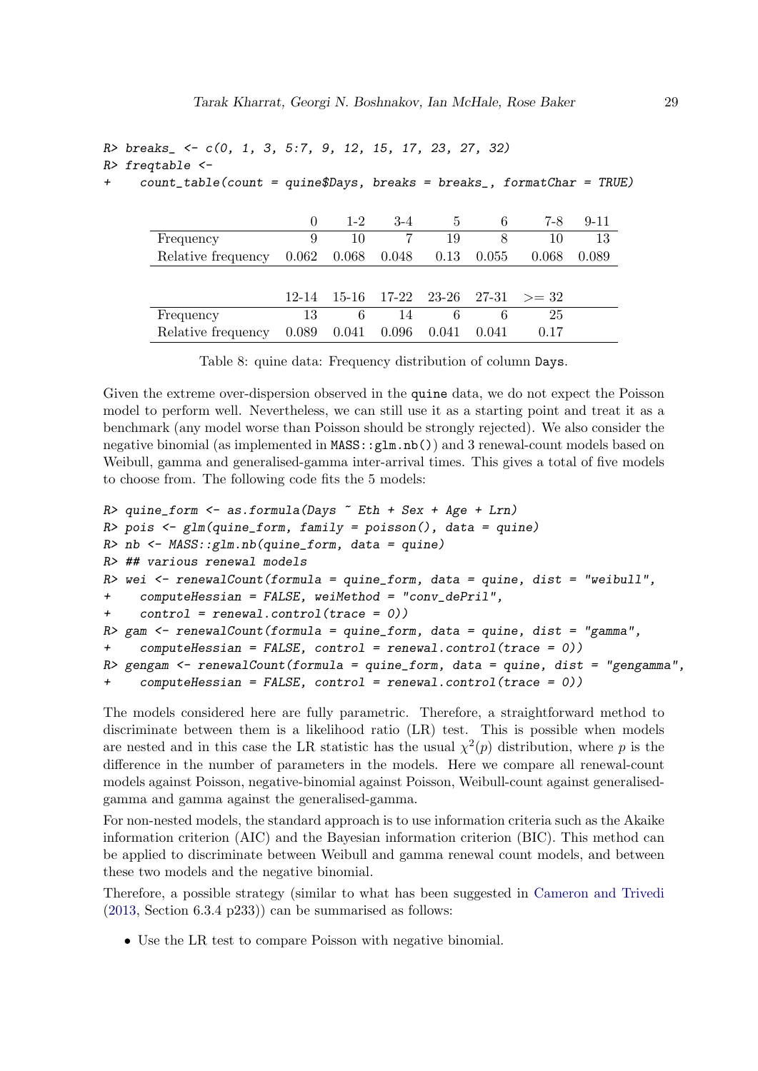```
R> breaks_ <- c(0, 1, 3, 5:7, 9, 12, 15, 17, 23, 27, 32)
R> freqtable <-
+    count_table(count = quine$Days, breaks = breaks_, formatChar = TRUE)
```

| | 0 | 1-2 | 3-4 | 5 | 6 | 7-8 | 9-11 |
|---|---|---|---|---|---|---|---|
| Frequency | 9 | 10 | 7 | 19 | 8 | 10 | 13 |
| Relative frequency | 0.062 | 0.068 | 0.048 | 0.13 | 0.055 | 0.068 | 0.089 |

| | 12-14 | 15-16 | 17-22 | 23-26 | 27-31 | >= 32 |
|---|---|---|---|---|---|---|
| Frequency | 13 | 6 | 14 | 6 | 6 | 25 |
| Relative frequency | 0.089 | 0.041 | 0.096 | 0.041 | 0.041 | 0.17 |

Table 8: quine data: Frequency distribution of column Days.

Given the extreme over-dispersion observed in the quine data, we do not expect the Poisson model to perform well. Nevertheless, we can still use it as a starting point and treat it as a benchmark (any model worse than Poisson should be strongly rejected). We also consider the negative binomial (as implemented in MASS::glm.nb()) and 3 renewal-count models based on Weibull, gamma and generalised-gamma inter-arrival times. This gives a total of five models to choose from. The following code fits the 5 models:

```
R> quine_form <- as.formula(Days ~ Eth + Sex + Age + Lrn)
R> pois <- glm(quine_form, family = poisson(), data = quine)
R> nb <- MASS::glm.nb(quine_form, data = quine)
R> ## various renewal models
R> wei <- renewalCount(formula = quine_form, data = quine, dist = "weibull",
+    computeHessian = FALSE, weiMethod = "conv_dePril",
+    control = renewal.control(trace = 0))
R> gam <- renewalCount(formula = quine_form, data = quine, dist = "gamma",
+    computeHessian = FALSE, control = renewal.control(trace = 0))
R> gengam <- renewalCount(formula = quine_form, data = quine, dist = "gengamma",
+    computeHessian = FALSE, control = renewal.control(trace = 0))
```

The models considered here are fully parametric. Therefore, a straightforward method to discriminate between them is a likelihood ratio (LR) test. This is possible when models are nested and in this case the LR statistic has the usual $\chi^2(p)$ distribution, where $p$ is the difference in the number of parameters in the models. Here we compare all renewal-count models against Poisson, negative-binomial against Poisson, Weibull-count against generalised-gamma and gamma against the generalised-gamma.

For non-nested models, the standard approach is to use information criteria such as the Akaike information criterion (AIC) and the Bayesian information criterion (BIC). This method can be applied to discriminate between Weibull and gamma renewal count models, and between these two models and the negative binomial.

Therefore, a possible strategy (similar to what has been suggested in Cameron and Trivedi (2013, Section 6.3.4 p233)) can be summarised as follows:

- Use the LR test to compare Poisson with negative binomial.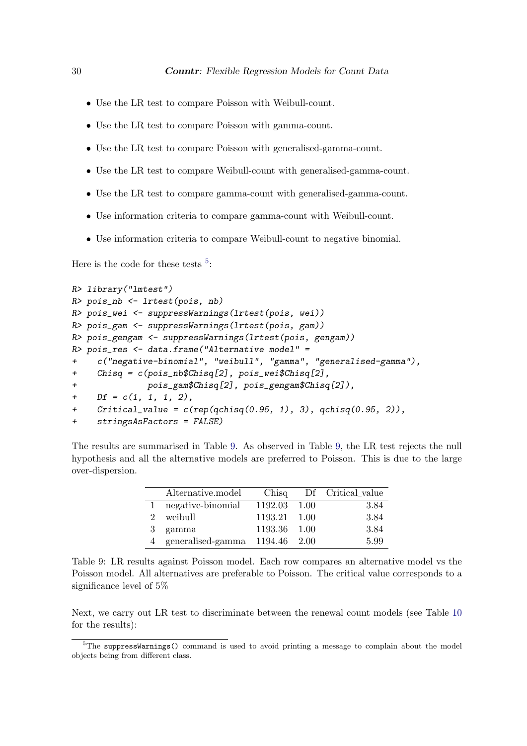- Use the LR test to compare Poisson with Weibull-count.
- Use the LR test to compare Poisson with gamma-count.
- Use the LR test to compare Poisson with generalised-gamma-count.
- Use the LR test to compare Weibull-count with generalised-gamma-count.
- Use the LR test to compare gamma-count with generalised-gamma-count.
- Use information criteria to compare gamma-count with Weibull-count.
- Use information criteria to compare Weibull-count to negative binomial.

Here is the code for these tests [5]:

```
R> library("lmtest")
R> pois_nb <- lrtest(pois, nb)
R> pois_wei <- suppressWarnings(lrtest(pois, wei))
R> pois_gam <- suppressWarnings(lrtest(pois, gam))
R> pois_gengam <- suppressWarnings(lrtest(pois, gengam))
R> pois_res <- data.frame("Alternative model" =
+    c("negative-binomial", "weibull", "gamma", "generalised-gamma"),
+    Chisq = c(pois_nb$Chisq[2], pois_wei$Chisq[2],
+              pois_gam$Chisq[2], pois_gengam$Chisq[2]),
+    Df = c(1, 1, 1, 2),
+    Critical_value = c(rep(qchisq(0.95, 1), 3), qchisq(0.95, 2)),
+    stringsAsFactors = FALSE)
```

The results are summarised in Table 9. As observed in Table 9, the LR test rejects the null hypothesis and all the alternative models are preferred to Poisson. This is due to the large over-dispersion.

| | Alternative.model | Chisq | Df | Critical_value |
|---|---|---|---|---|
| 1 | negative-binomial | 1192.03 | 1.00 | 3.84 |
| 2 | weibull | 1193.21 | 1.00 | 3.84 |
| 3 | gamma | 1193.36 | 1.00 | 3.84 |
| 4 | generalised-gamma | 1194.46 | 2.00 | 5.99 |

Table 9: LR results against Poisson model. Each row compares an alternative model vs the Poisson model. All alternatives are preferable to Poisson. The critical value corresponds to a significance level of 5%

Next, we carry out LR test to discriminate between the renewal count models (see Table 10 for the results):

[5] The `suppressWarnings()` command is used to avoid printing a message to complain about the model objects being from different class.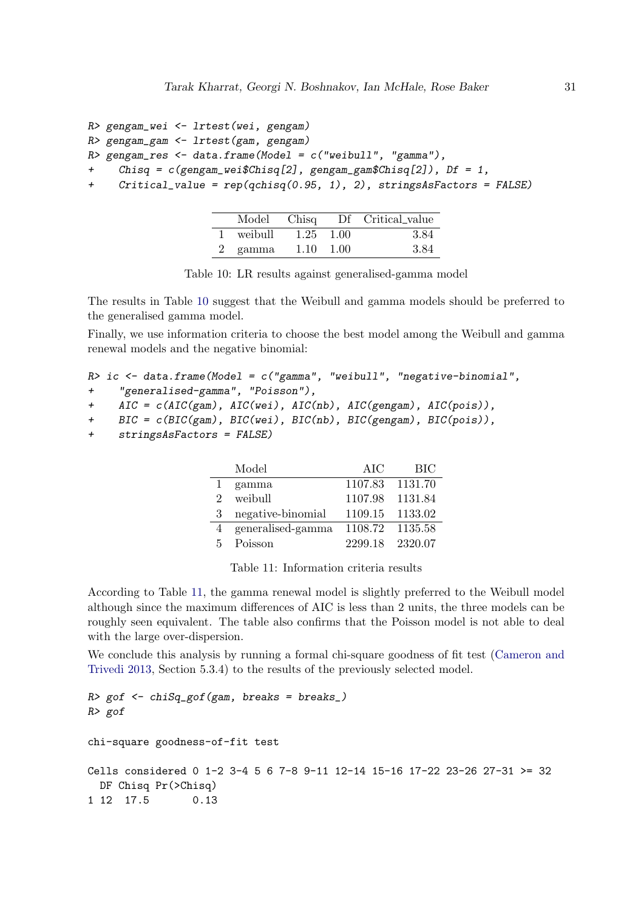```
R> gengam_wei <- lrtest(wei, gengam)
R> gengam_gam <- lrtest(gam, gengam)
R> gengam_res <- data.frame(Model = c("weibull", "gamma"),
+    Chisq = c(gengam_wei$Chisq[2], gengam_gam$Chisq[2]), Df = 1,
+    Critical_value = rep(qchisq(0.95, 1), 2), stringsAsFactors = FALSE)
```

| | Model | Chisq | Df | Critical_value |
|---|---|---|---|---|
| 1 | weibull | 1.25 | 1.00 | 3.84 |
| 2 | gamma | 1.10 | 1.00 | 3.84 |

Table 10: LR results against generalised-gamma model

The results in Table 10 suggest that the Weibull and gamma models should be preferred to the generalised gamma model.

Finally, we use information criteria to choose the best model among the Weibull and gamma renewal models and the negative binomial:

```
R> ic <- data.frame(Model = c("gamma", "weibull", "negative-binomial",
+    "generalised-gamma", "Poisson"),
+    AIC = c(AIC(gam), AIC(wei), AIC(nb), AIC(gengam), AIC(pois)),
+    BIC = c(BIC(gam), BIC(wei), BIC(nb), BIC(gengam), BIC(pois)),
+    stringsAsFactors = FALSE)
```

| | Model | AIC | BIC |
|---|---|---|---|
| 1 | gamma | 1107.83 | 1131.70 |
| 2 | weibull | 1107.98 | 1131.84 |
| 3 | negative-binomial | 1109.15 | 1133.02 |
| 4 | generalised-gamma | 1108.72 | 1135.58 |
| 5 | Poisson | 2299.18 | 2320.07 |

Table 11: Information criteria results

According to Table 11, the gamma renewal model is slightly preferred to the Weibull model although since the maximum differences of AIC is less than 2 units, the three models can be roughly seen equivalent. The table also confirms that the Poisson model is not able to deal with the large over-dispersion.

We conclude this analysis by running a formal chi-square goodness of fit test (Cameron and Trivedi 2013, Section 5.3.4) to the results of the previously selected model.

```
R> gof <- chiSq_gof(gam, breaks = breaks_)
R> gof

chi-square goodness-of-fit test

Cells considered 0 1-2 3-4 5 6 7-8 9-11 12-14 15-16 17-22 23-26 27-31 >= 32
  DF Chisq Pr(>Chisq)
1 12  17.5       0.13
```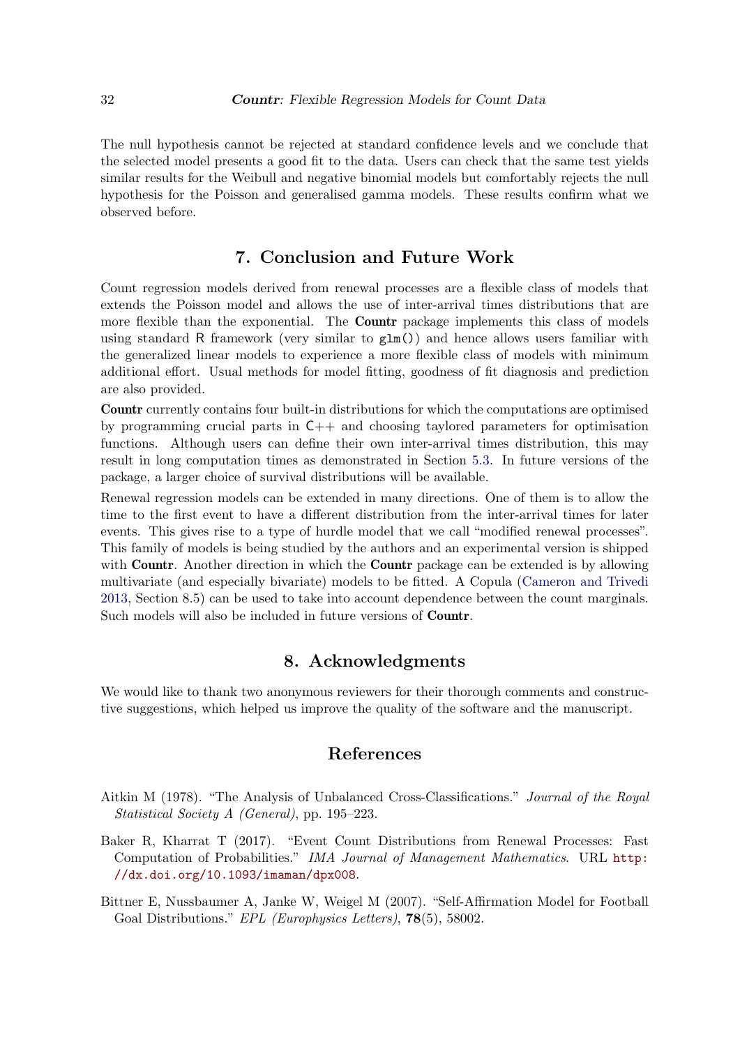The null hypothesis cannot be rejected at standard confidence levels and we conclude that the selected model presents a good fit to the data. Users can check that the same test yields similar results for the Weibull and negative binomial models but comfortably rejects the null hypothesis for the Poisson and generalised gamma models. These results confirm what we observed before.

## 7. Conclusion and Future Work

Count regression models derived from renewal processes are a flexible class of models that extends the Poisson model and allows the use of inter-arrival times distributions that are more flexible than the exponential. The **Countr** package implements this class of models using standard R framework (very similar to `glm()`) and hence allows users familiar with the generalized linear models to experience a more flexible class of models with minimum additional effort. Usual methods for model fitting, goodness of fit diagnosis and prediction are also provided.

**Countr** currently contains four built-in distributions for which the computations are optimised by programming crucial parts in C++ and choosing taylored parameters for optimisation functions. Although users can define their own inter-arrival times distribution, this may result in long computation times as demonstrated in Section 5.3. In future versions of the package, a larger choice of survival distributions will be available.

Renewal regression models can be extended in many directions. One of them is to allow the time to the first event to have a different distribution from the inter-arrival times for later events. This gives rise to a type of hurdle model that we call "modified renewal processes". This family of models is being studied by the authors and an experimental version is shipped with **Countr**. Another direction in which the **Countr** package can be extended is by allowing multivariate (and especially bivariate) models to be fitted. A Copula (Cameron and Trivedi 2013, Section 8.5) can be used to take into account dependence between the count marginals. Such models will also be included in future versions of **Countr**.

## 8. Acknowledgments

We would like to thank two anonymous reviewers for their thorough comments and constructive suggestions, which helped us improve the quality of the software and the manuscript.

## References

Aitkin M (1978). "The Analysis of Unbalanced Cross-Classifications." *Journal of the Royal Statistical Society A (General)*, pp. 195–223.

Baker R, Kharrat T (2017). "Event Count Distributions from Renewal Processes: Fast Computation of Probabilities." *IMA Journal of Management Mathematics*. URL http://dx.doi.org/10.1093/imaman/dpx008.

Bittner E, Nussbaumer A, Janke W, Weigel M (2007). "Self-Affirmation Model for Football Goal Distributions." *EPL (Europhysics Letters)*, **78**(5), 58002.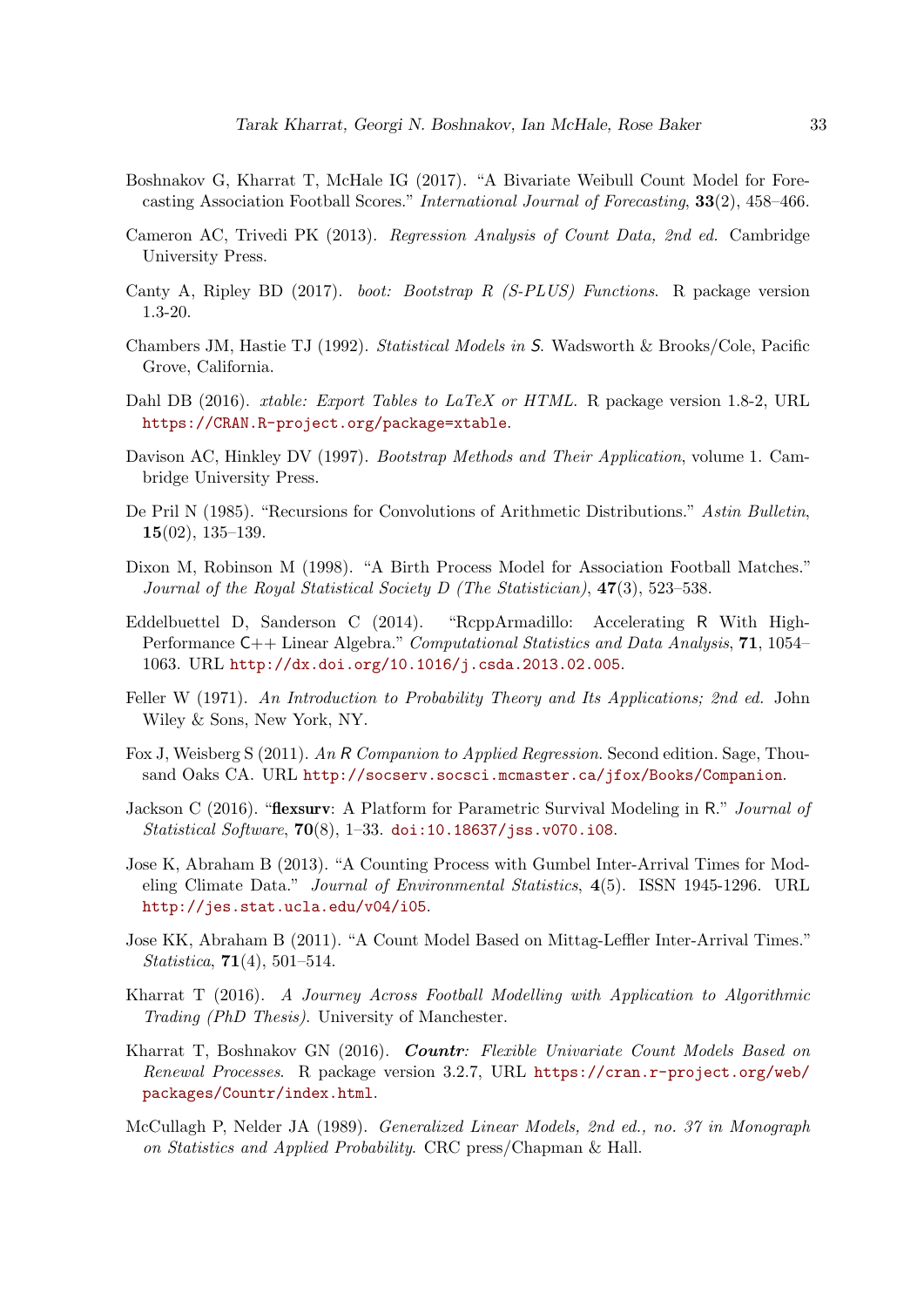Boshnakov G, Kharrat T, McHale IG (2017). "A Bivariate Weibull Count Model for Forecasting Association Football Scores." *International Journal of Forecasting*, **33**(2), 458–466.

Cameron AC, Trivedi PK (2013). *Regression Analysis of Count Data, 2nd ed.* Cambridge University Press.

Canty A, Ripley BD (2017). *boot: Bootstrap R (S-PLUS) Functions*. R package version 1.3-20.

Chambers JM, Hastie TJ (1992). *Statistical Models in S*. Wadsworth & Brooks/Cole, Pacific Grove, California.

Dahl DB (2016). *xtable: Export Tables to LaTeX or HTML*. R package version 1.8-2, URL https://CRAN.R-project.org/package=xtable.

Davison AC, Hinkley DV (1997). *Bootstrap Methods and Their Application*, volume 1. Cambridge University Press.

De Pril N (1985). "Recursions for Convolutions of Arithmetic Distributions." *Astin Bulletin*, **15**(02), 135–139.

Dixon M, Robinson M (1998). "A Birth Process Model for Association Football Matches." *Journal of the Royal Statistical Society D (The Statistician)*, **47**(3), 523–538.

Eddelbuettel D, Sanderson C (2014). "RcppArmadillo: Accelerating R With High-Performance C++ Linear Algebra." *Computational Statistics and Data Analysis*, **71**, 1054–1063. URL http://dx.doi.org/10.1016/j.csda.2013.02.005.

Feller W (1971). *An Introduction to Probability Theory and Its Applications; 2nd ed.* John Wiley & Sons, New York, NY.

Fox J, Weisberg S (2011). *An R Companion to Applied Regression*. Second edition. Sage, Thousand Oaks CA. URL http://socserv.socsci.mcmaster.ca/jfox/Books/Companion.

Jackson C (2016). "**flexsurv**: A Platform for Parametric Survival Modeling in R." *Journal of Statistical Software*, **70**(8), 1–33. doi:10.18637/jss.v070.i08.

Jose K, Abraham B (2013). "A Counting Process with Gumbel Inter-Arrival Times for Modeling Climate Data." *Journal of Environmental Statistics*, **4**(5). ISSN 1945-1296. URL http://jes.stat.ucla.edu/v04/i05.

Jose KK, Abraham B (2011). "A Count Model Based on Mittag-Leffler Inter-Arrival Times." *Statistica*, **71**(4), 501–514.

Kharrat T (2016). *A Journey Across Football Modelling with Application to Algorithmic Trading (PhD Thesis)*. University of Manchester.

Kharrat T, Boshnakov GN (2016). ***Countr**: Flexible Univariate Count Models Based on Renewal Processes*. R package version 3.2.7, URL https://cran.r-project.org/web/packages/Countr/index.html.

McCullagh P, Nelder JA (1989). *Generalized Linear Models, 2nd ed., no. 37 in Monograph on Statistics and Applied Probability*. CRC press/Chapman & Hall.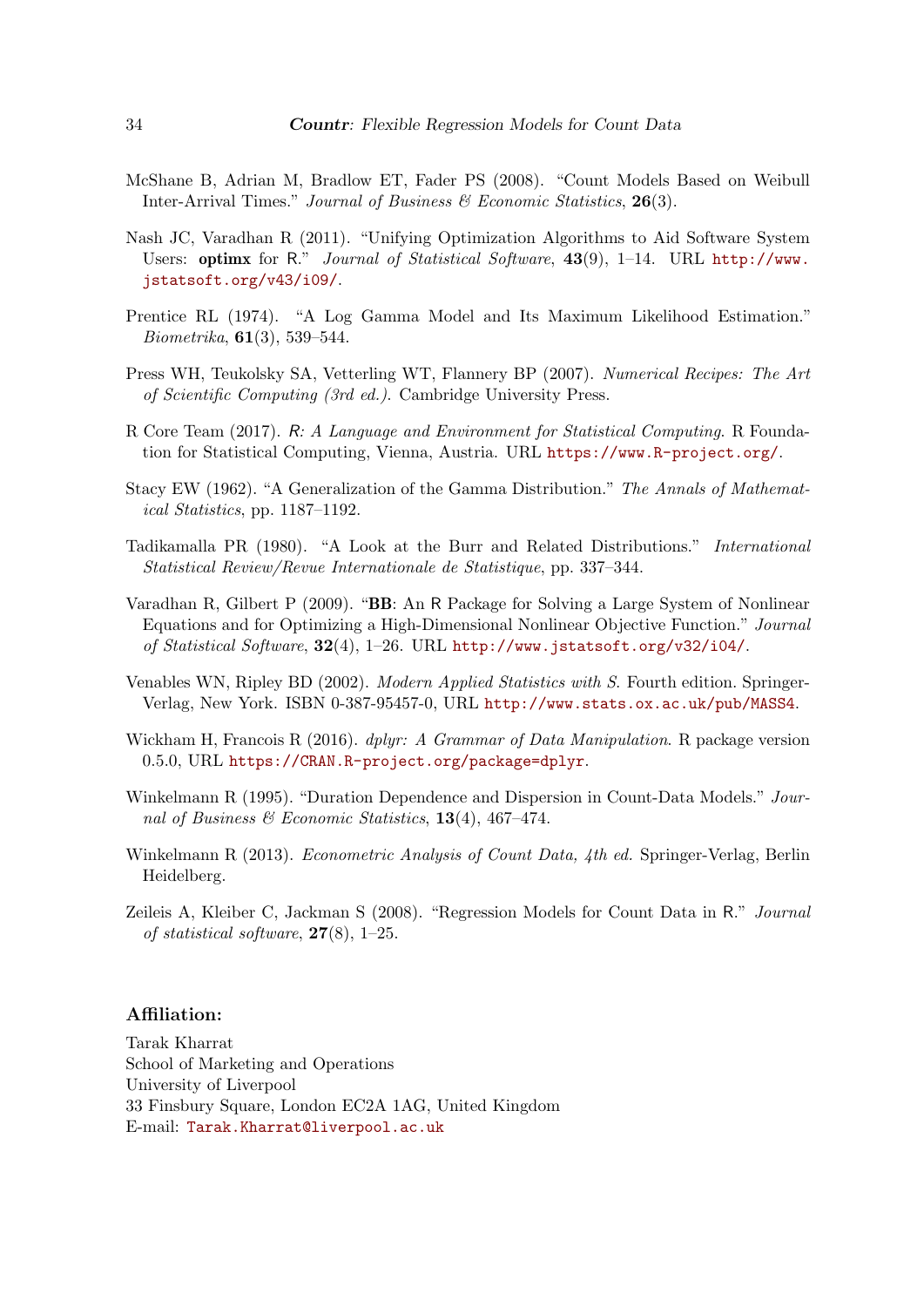McShane B, Adrian M, Bradlow ET, Fader PS (2008). "Count Models Based on Weibull Inter-Arrival Times." *Journal of Business & Economic Statistics*, **26**(3).

Nash JC, Varadhan R (2011). "Unifying Optimization Algorithms to Aid Software System Users: **optimx** for R." *Journal of Statistical Software*, **43**(9), 1–14. URL http://www.jstatsoft.org/v43/i09/.

Prentice RL (1974). "A Log Gamma Model and Its Maximum Likelihood Estimation." *Biometrika*, **61**(3), 539–544.

Press WH, Teukolsky SA, Vetterling WT, Flannery BP (2007). *Numerical Recipes: The Art of Scientific Computing (3rd ed.)*. Cambridge University Press.

R Core Team (2017). *R: A Language and Environment for Statistical Computing*. R Foundation for Statistical Computing, Vienna, Austria. URL https://www.R-project.org/.

Stacy EW (1962). "A Generalization of the Gamma Distribution." *The Annals of Mathematical Statistics*, pp. 1187–1192.

Tadikamalla PR (1980). "A Look at the Burr and Related Distributions." *International Statistical Review/Revue Internationale de Statistique*, pp. 337–344.

Varadhan R, Gilbert P (2009). "**BB**: An R Package for Solving a Large System of Nonlinear Equations and for Optimizing a High-Dimensional Nonlinear Objective Function." *Journal of Statistical Software*, **32**(4), 1–26. URL http://www.jstatsoft.org/v32/i04/.

Venables WN, Ripley BD (2002). *Modern Applied Statistics with S*. Fourth edition. Springer-Verlag, New York. ISBN 0-387-95457-0, URL http://www.stats.ox.ac.uk/pub/MASS4.

Wickham H, Francois R (2016). *dplyr: A Grammar of Data Manipulation*. R package version 0.5.0, URL https://CRAN.R-project.org/package=dplyr.

Winkelmann R (1995). "Duration Dependence and Dispersion in Count-Data Models." *Journal of Business & Economic Statistics*, **13**(4), 467–474.

Winkelmann R (2013). *Econometric Analysis of Count Data, 4th ed.* Springer-Verlag, Berlin Heidelberg.

Zeileis A, Kleiber C, Jackman S (2008). "Regression Models for Count Data in R." *Journal of statistical software*, **27**(8), 1–25.

### Affiliation:

Tarak Kharrat
School of Marketing and Operations
University of Liverpool
33 Finsbury Square, London EC2A 1AG, United Kingdom
E-mail: Tarak.Kharrat@liverpool.ac.uk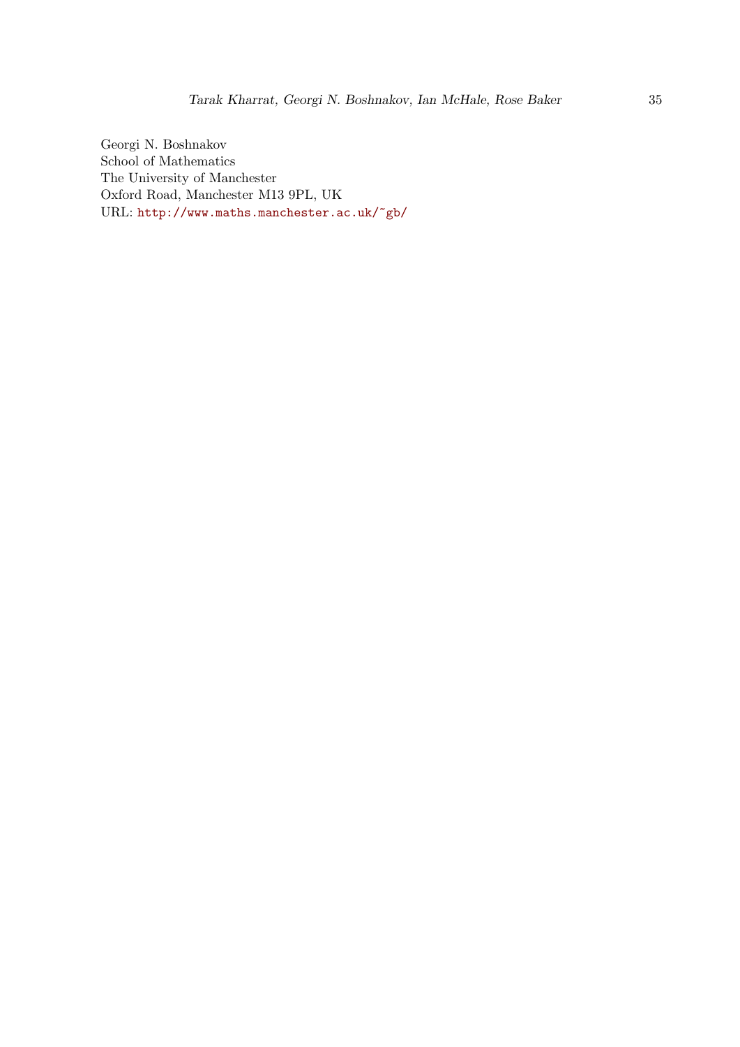Georgi N. Boshnakov
School of Mathematics
The University of Manchester
Oxford Road, Manchester M13 9PL, UK
URL: http://www.maths.manchester.ac.uk/~gb/